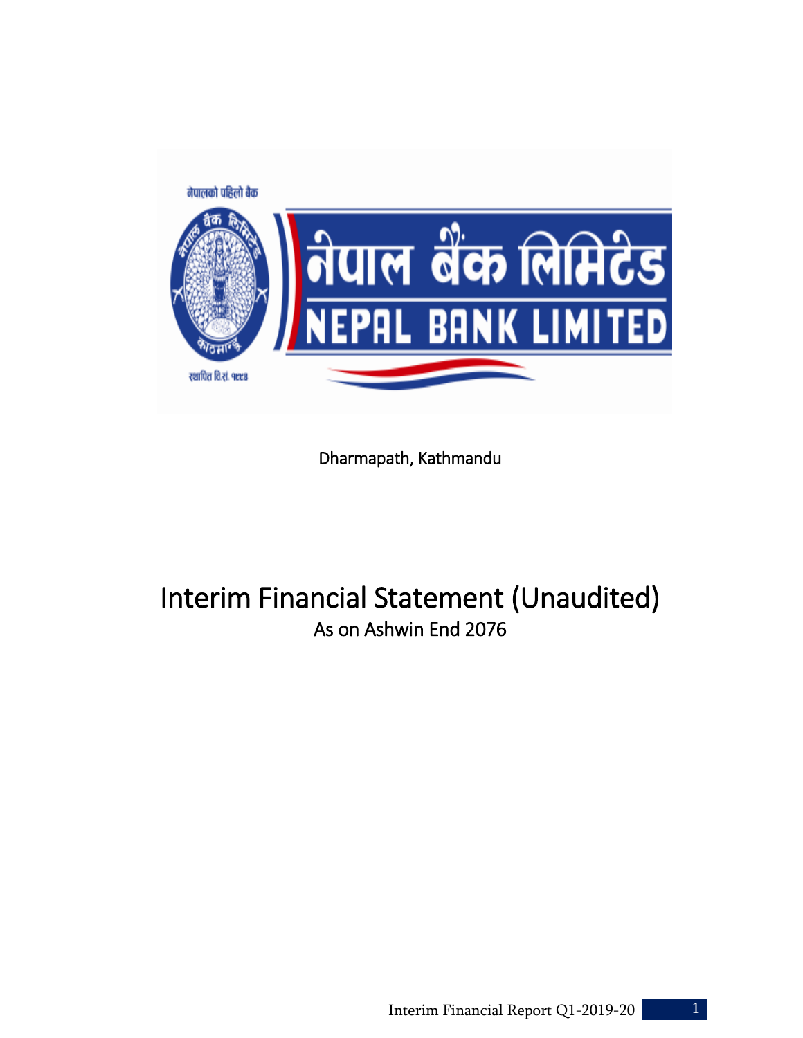नेपालको पहिलो बैंक

नेपाल बैंक लिमिटेड

NEPAL BANK LIMITED

स्थापित वि.सं. १९९४

Dharmapath, Kathmandu

# Interim Financial Statement (Unaudited)

## As on Ashwin End 2076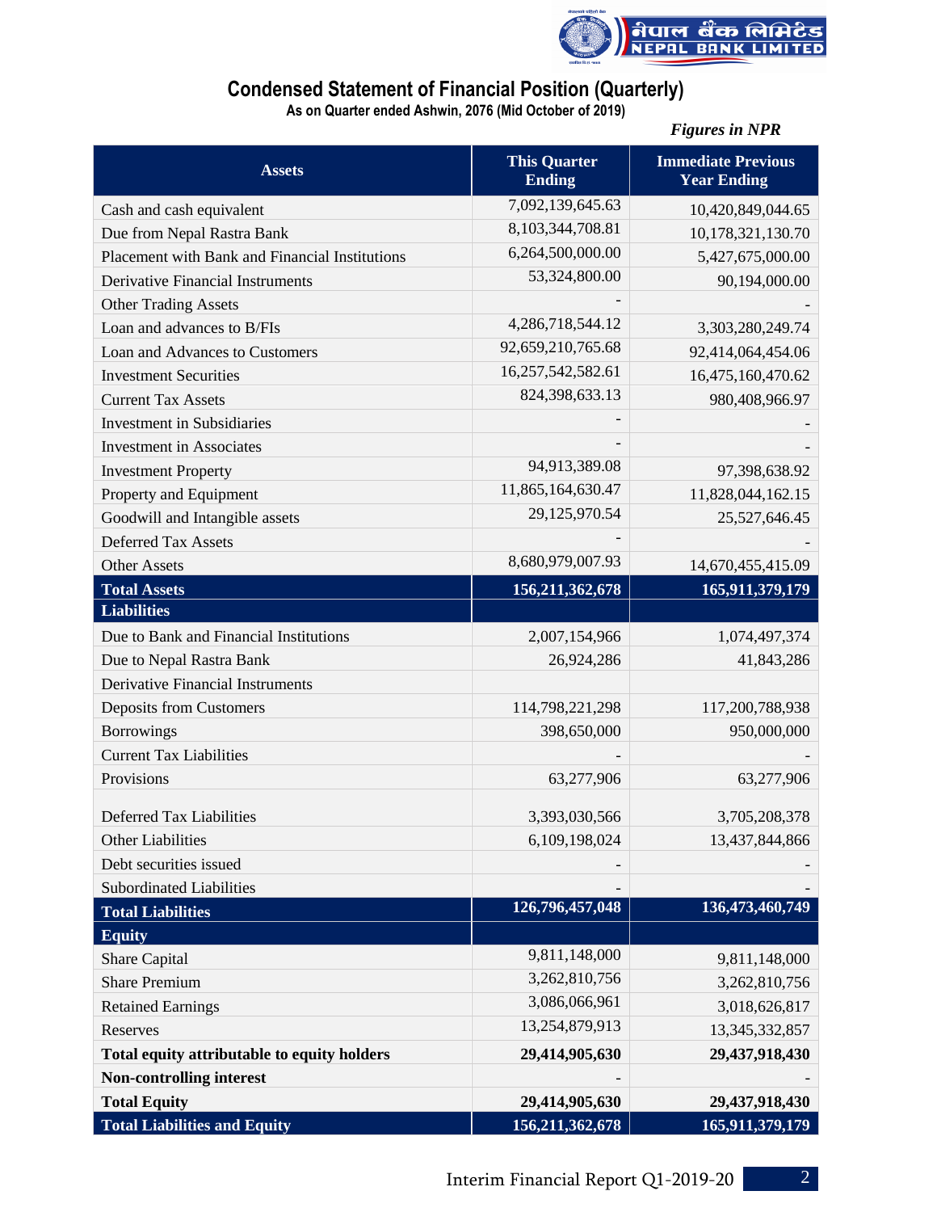# Condensed Statement of Financial Position (Quarterly)

**As on Quarter ended Ashwin, 2076 (Mid October of 2019)**

*Figures in NPR*

| Assets | This Quarter Ending | Immediate Previous Year Ending |
|---|---|---|
| Cash and cash equivalent | 7,092,139,645.63 | 10,420,849,044.65 |
| Due from Nepal Rastra Bank | 8,103,344,708.81 | 10,178,321,130.70 |
| Placement with Bank and Financial Institutions | 6,264,500,000.00 | 5,427,675,000.00 |
| Derivative Financial Instruments | 53,324,800.00 | 90,194,000.00 |
| Other Trading Assets | - | - |
| Loan and advances to B/FIs | 4,286,718,544.12 | 3,303,280,249.74 |
| Loan and Advances to Customers | 92,659,210,765.68 | 92,414,064,454.06 |
| Investment Securities | 16,257,542,582.61 | 16,475,160,470.62 |
| Current Tax Assets | 824,398,633.13 | 980,408,966.97 |
| Investment in Subsidiaries | - | - |
| Investment in Associates | - | - |
| Investment Property | 94,913,389.08 | 97,398,638.92 |
| Property and Equipment | 11,865,164,630.47 | 11,828,044,162.15 |
| Goodwill and Intangible assets | 29,125,970.54 | 25,527,646.45 |
| Deferred Tax Assets | - | - |
| Other Assets | 8,680,979,007.93 | 14,670,455,415.09 |
| **Total Assets** | **156,211,362,678** | **165,911,379,179** |
| **Liabilities** | | |
| Due to Bank and Financial Institutions | 2,007,154,966 | 1,074,497,374 |
| Due to Nepal Rastra Bank | 26,924,286 | 41,843,286 |
| Derivative Financial Instruments | | |
| Deposits from Customers | 114,798,221,298 | 117,200,788,938 |
| Borrowings | 398,650,000 | 950,000,000 |
| Current Tax Liabilities | - | - |
| Provisions | 63,277,906 | 63,277,906 |
| Deferred Tax Liabilities | 3,393,030,566 | 3,705,208,378 |
| Other Liabilities | 6,109,198,024 | 13,437,844,866 |
| Debt securities issued | - | - |
| Subordinated Liabilities | - | - |
| **Total Liabilities** | **126,796,457,048** | **136,473,460,749** |
| **Equity** | | |
| Share Capital | 9,811,148,000 | 9,811,148,000 |
| Share Premium | 3,262,810,756 | 3,262,810,756 |
| Retained Earnings | 3,086,066,961 | 3,018,626,817 |
| Reserves | 13,254,879,913 | 13,345,332,857 |
| **Total equity attributable to equity holders** | **29,414,905,630** | **29,437,918,430** |
| **Non-controlling interest** | - | - |
| **Total Equity** | **29,414,905,630** | **29,437,918,430** |
| **Total Liabilities and Equity** | **156,211,362,678** | **165,911,379,179** |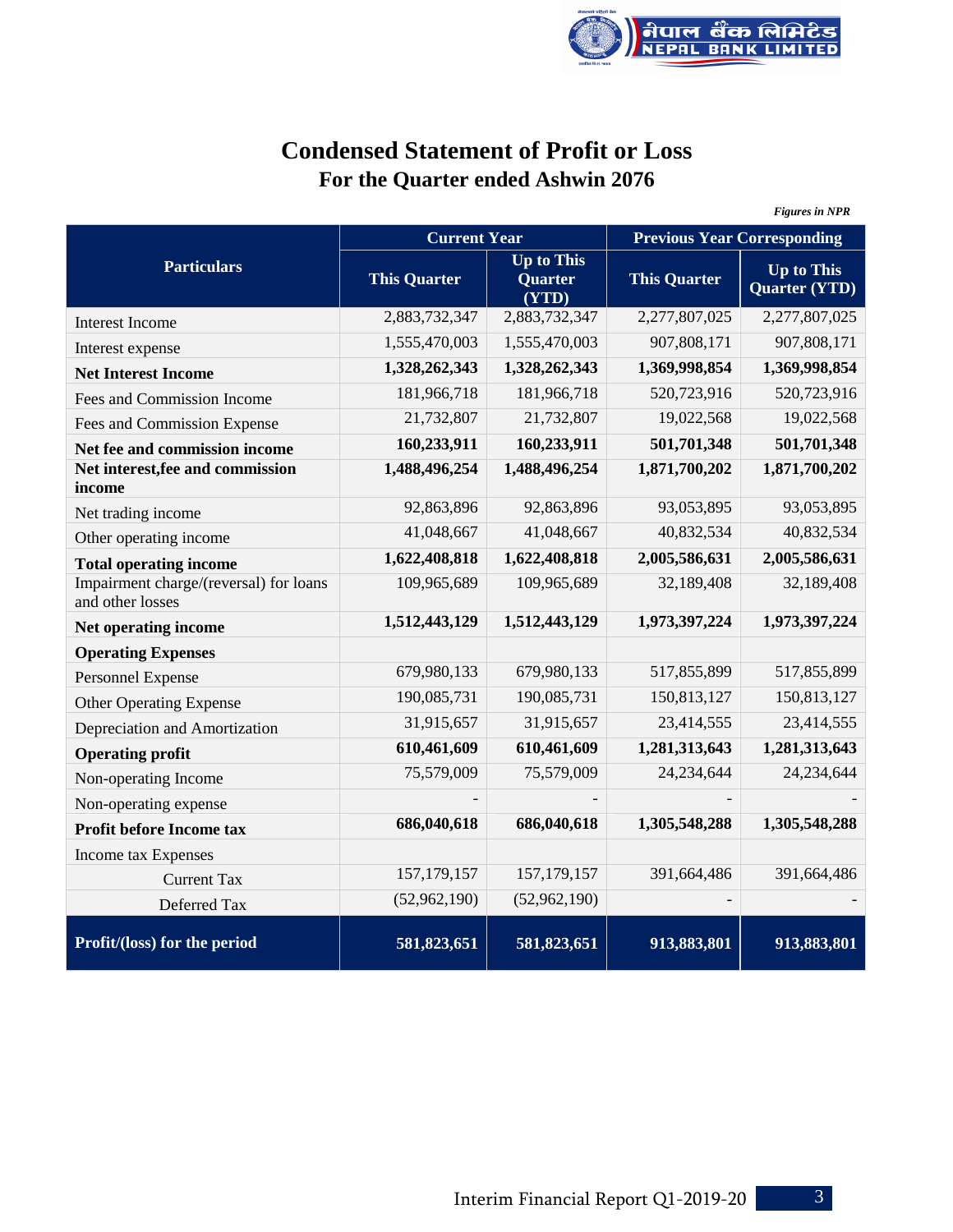# Condensed Statement of Profit or Loss

## For the Quarter ended Ashwin 2076

*Figures in NPR*

| Particulars | Current Year | | Previous Year Corresponding | |
|---|---|---|---|---|
| | This Quarter | Up to This Quarter (YTD) | This Quarter | Up to This Quarter (YTD) |
| Interest Income | 2,883,732,347 | 2,883,732,347 | 2,277,807,025 | 2,277,807,025 |
| Interest expense | 1,555,470,003 | 1,555,470,003 | 907,808,171 | 907,808,171 |
| **Net Interest Income** | **1,328,262,343** | **1,328,262,343** | **1,369,998,854** | **1,369,998,854** |
| Fees and Commission Income | 181,966,718 | 181,966,718 | 520,723,916 | 520,723,916 |
| Fees and Commission Expense | 21,732,807 | 21,732,807 | 19,022,568 | 19,022,568 |
| **Net fee and commission income** | **160,233,911** | **160,233,911** | **501,701,348** | **501,701,348** |
| **Net interest,fee and commission income** | **1,488,496,254** | **1,488,496,254** | **1,871,700,202** | **1,871,700,202** |
| Net trading income | 92,863,896 | 92,863,896 | 93,053,895 | 93,053,895 |
| Other operating income | 41,048,667 | 41,048,667 | 40,832,534 | 40,832,534 |
| **Total operating income** | **1,622,408,818** | **1,622,408,818** | **2,005,586,631** | **2,005,586,631** |
| Impairment charge/(reversal) for loans and other losses | 109,965,689 | 109,965,689 | 32,189,408 | 32,189,408 |
| **Net operating income** | **1,512,443,129** | **1,512,443,129** | **1,973,397,224** | **1,973,397,224** |
| **Operating Expenses** | | | | |
| Personnel Expense | 679,980,133 | 679,980,133 | 517,855,899 | 517,855,899 |
| Other Operating Expense | 190,085,731 | 190,085,731 | 150,813,127 | 150,813,127 |
| Depreciation and Amortization | 31,915,657 | 31,915,657 | 23,414,555 | 23,414,555 |
| **Operating profit** | **610,461,609** | **610,461,609** | **1,281,313,643** | **1,281,313,643** |
| Non-operating Income | 75,579,009 | 75,579,009 | 24,234,644 | 24,234,644 |
| Non-operating expense | - | - | - | - |
| **Profit before Income tax** | **686,040,618** | **686,040,618** | **1,305,548,288** | **1,305,548,288** |
| Income tax Expenses | | | | |
| Current Tax | 157,179,157 | 157,179,157 | 391,664,486 | 391,664,486 |
| Deferred Tax | (52,962,190) | (52,962,190) | - | - |
| **Profit/(loss) for the period** | **581,823,651** | **581,823,651** | **913,883,801** | **913,883,801** |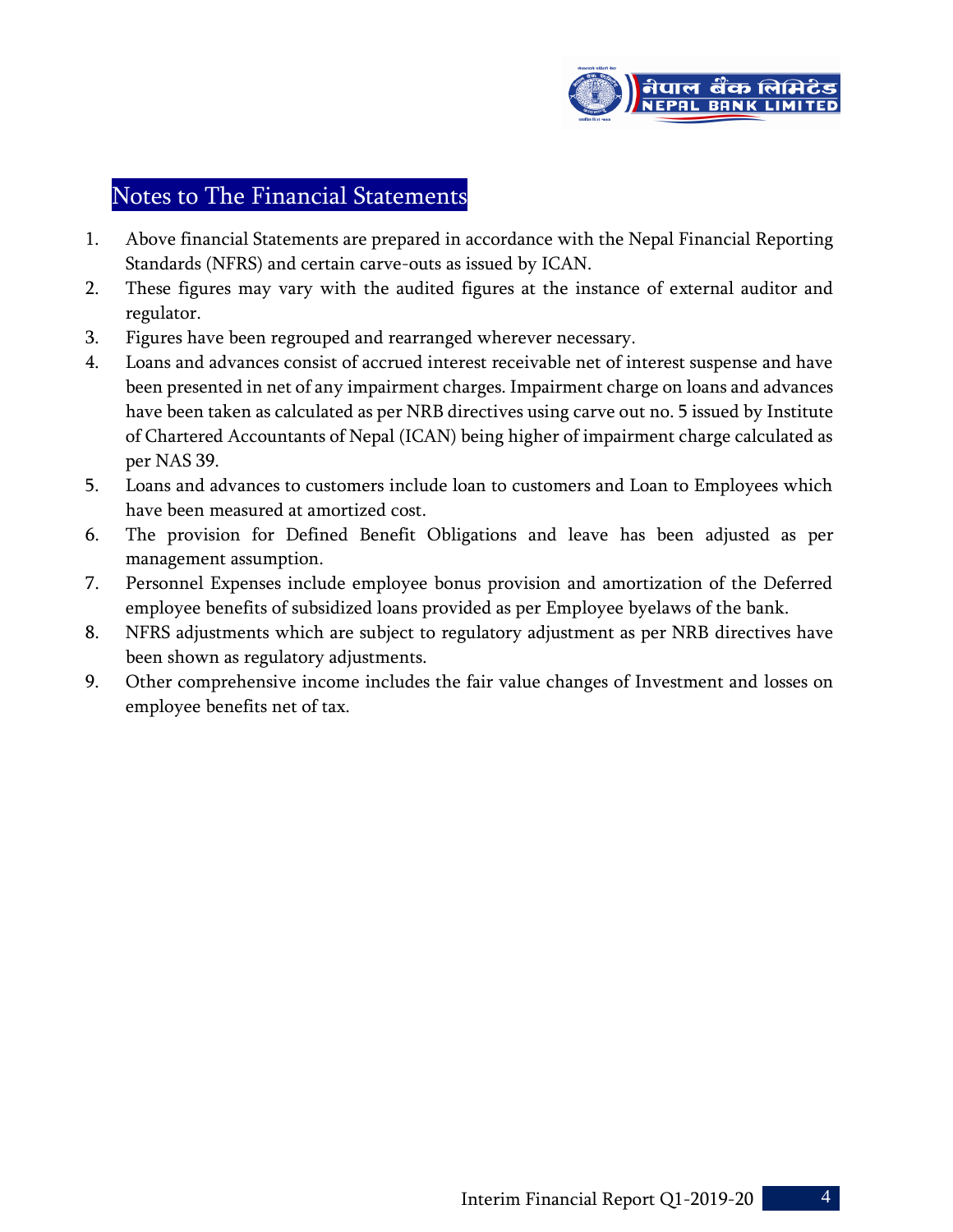## Notes to The Financial Statements

1. Above financial Statements are prepared in accordance with the Nepal Financial Reporting Standards (NFRS) and certain carve-outs as issued by ICAN.
2. These figures may vary with the audited figures at the instance of external auditor and regulator.
3. Figures have been regrouped and rearranged wherever necessary.
4. Loans and advances consist of accrued interest receivable net of interest suspense and have been presented in net of any impairment charges. Impairment charge on loans and advances have been taken as calculated as per NRB directives using carve out no. 5 issued by Institute of Chartered Accountants of Nepal (ICAN) being higher of impairment charge calculated as per NAS 39.
5. Loans and advances to customers include loan to customers and Loan to Employees which have been measured at amortized cost.
6. The provision for Defined Benefit Obligations and leave has been adjusted as per management assumption.
7. Personnel Expenses include employee bonus provision and amortization of the Deferred employee benefits of subsidized loans provided as per Employee byelaws of the bank.
8. NFRS adjustments which are subject to regulatory adjustment as per NRB directives have been shown as regulatory adjustments.
9. Other comprehensive income includes the fair value changes of Investment and losses on employee benefits net of tax.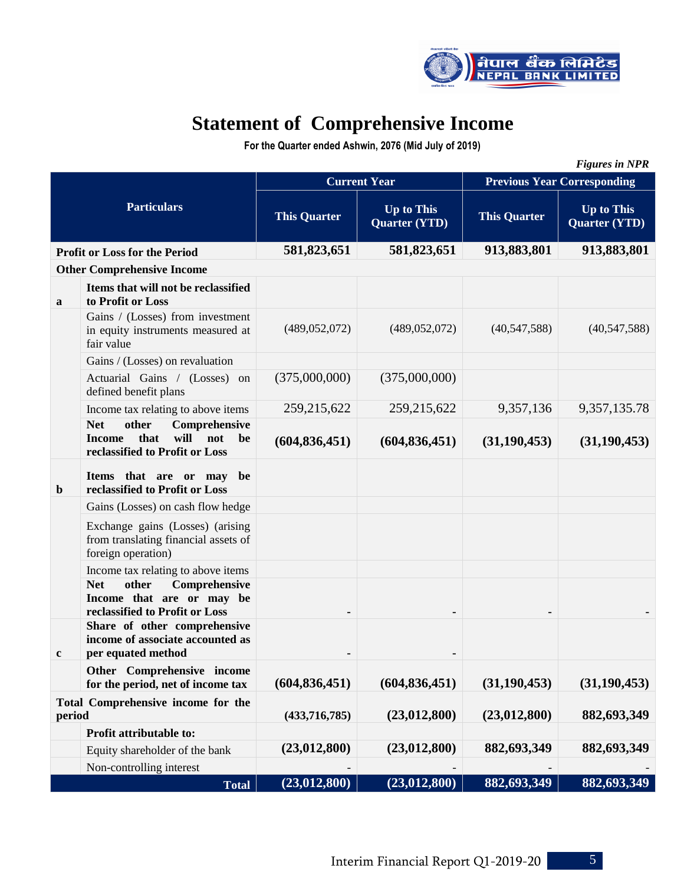# Statement of Comprehensive Income

**For the Quarter ended Ashwin, 2076 (Mid July of 2019)**

*Figures in NPR*

| | Particulars | Current Year | | Previous Year Corresponding | |
|---|---|---|---|---|---|
| | | This Quarter | Up to This Quarter (YTD) | This Quarter | Up to This Quarter (YTD) |
| **Profit or Loss for the Period** | | **581,823,651** | **581,823,651** | **913,883,801** | **913,883,801** |
| **Other Comprehensive Income** | | | | | |
| **a** | **Items that will not be reclassified to Profit or Loss** | | | | |
| | Gains / (Losses) from investment in equity instruments measured at fair value | (489,052,072) | (489,052,072) | (40,547,588) | (40,547,588) |
| | Gains / (Losses) on revaluation | | | | |
| | Actuarial Gains / (Losses) on defined benefit plans | (375,000,000) | (375,000,000) | | |
| | Income tax relating to above items | 259,215,622 | 259,215,622 | 9,357,136 | 9,357,135.78 |
| | **Net other Comprehensive Income that will not be reclassified to Profit or Loss** | **(604,836,451)** | **(604,836,451)** | **(31,190,453)** | **(31,190,453)** |
| **b** | **Items that are or may be reclassified to Profit or Loss** | | | | |
| | Gains (Losses) on cash flow hedge | | | | |
| | Exchange gains (Losses) (arising from translating financial assets of foreign operation) | | | | |
| | Income tax relating to above items | | | | |
| | **Net other Comprehensive Income that are or may be reclassified to Profit or Loss** | **-** | **-** | **-** | **-** |
| **c** | **Share of other comprehensive income of associate accounted as per equated method** | **-** | **-** | | |
| | **Other Comprehensive income for the period, net of income tax** | **(604,836,451)** | **(604,836,451)** | **(31,190,453)** | **(31,190,453)** |
| **Total Comprehensive income for the period** | | **(433,716,785)** | **(23,012,800)** | **(23,012,800)** | **882,693,349** |
| | **Profit attributable to:** | | | | |
| | Equity shareholder of the bank | **(23,012,800)** | **(23,012,800)** | **882,693,349** | **882,693,349** |
| | Non-controlling interest | - | - | - | - |
| | **Total** | **(23,012,800)** | **(23,012,800)** | **882,693,349** | **882,693,349** |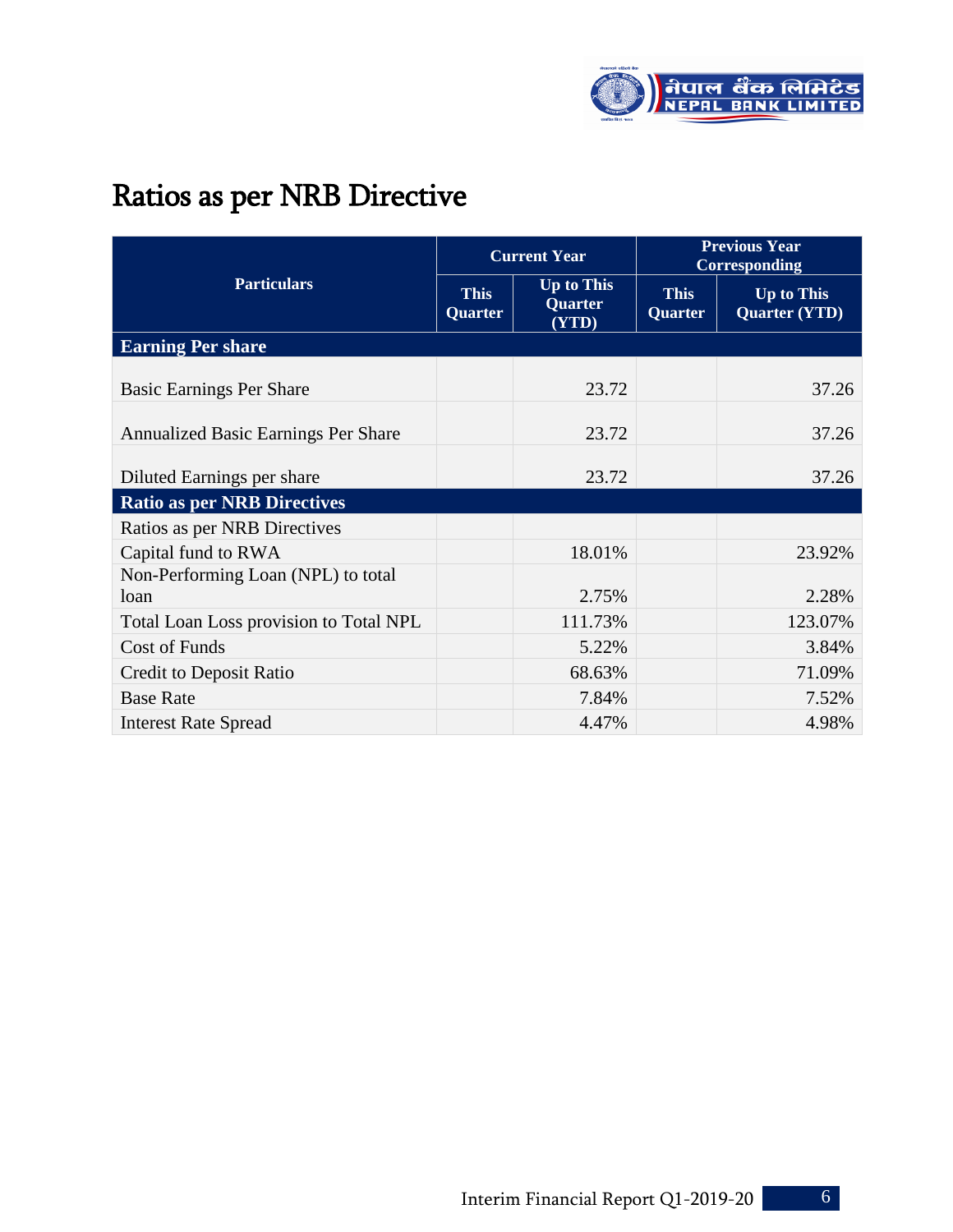# Ratios as per NRB Directive

| Particulars | Current Year | | Previous Year Corresponding | |
|---|---|---|---|---|
| | This Quarter | Up to This Quarter (YTD) | This Quarter | Up to This Quarter (YTD) |
| **Earning Per share** | | | | |
| Basic Earnings Per Share | | 23.72 | | 37.26 |
| Annualized Basic Earnings Per Share | | 23.72 | | 37.26 |
| Diluted Earnings per share | | 23.72 | | 37.26 |
| **Ratio as per NRB Directives** | | | | |
| Ratios as per NRB Directives | | | | |
| Capital fund to RWA | | 18.01% | | 23.92% |
| Non-Performing Loan (NPL) to total loan | | 2.75% | | 2.28% |
| Total Loan Loss provision to Total NPL | | 111.73% | | 123.07% |
| Cost of Funds | | 5.22% | | 3.84% |
| Credit to Deposit Ratio | | 68.63% | | 71.09% |
| Base Rate | | 7.84% | | 7.52% |
| Interest Rate Spread | | 4.47% | | 4.98% |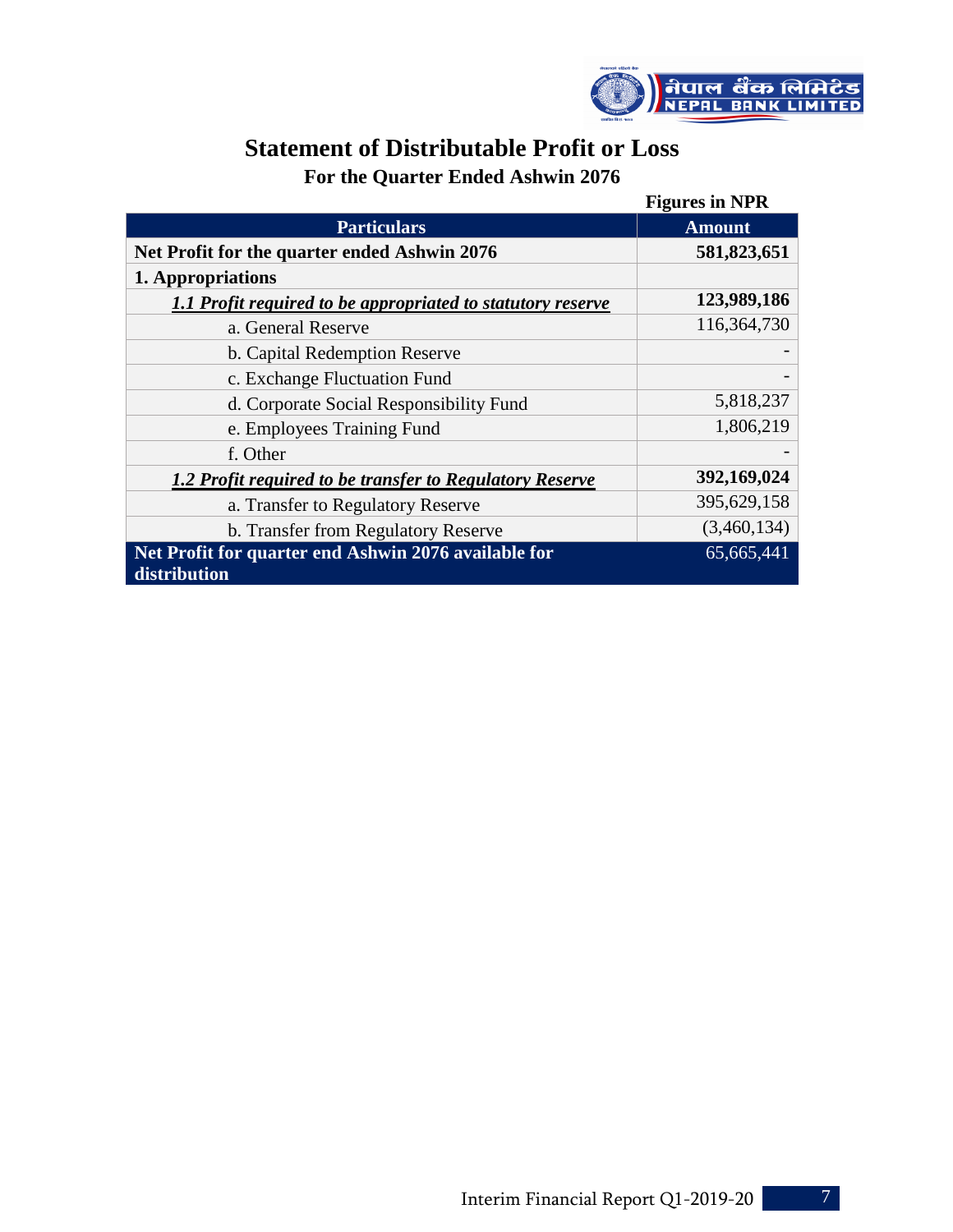# Statement of Distributable Profit or Loss

## For the Quarter Ended Ashwin 2076

**Figures in NPR**

| Particulars | Amount |
|---|---|
| **Net Profit for the quarter ended Ashwin 2076** | **581,823,651** |
| **1. Appropriations** | |
| ***1.1 Profit required to be appropriated to statutory reserve*** | **123,989,186** |
| a. General Reserve | 116,364,730 |
| b. Capital Redemption Reserve | - |
| c. Exchange Fluctuation Fund | - |
| d. Corporate Social Responsibility Fund | 5,818,237 |
| e. Employees Training Fund | 1,806,219 |
| f. Other | - |
| ***1.2 Profit required to be transfer to Regulatory Reserve*** | **392,169,024** |
| a. Transfer to Regulatory Reserve | 395,629,158 |
| b. Transfer from Regulatory Reserve | (3,460,134) |
| **Net Profit for quarter end Ashwin 2076 available for distribution** | 65,665,441 |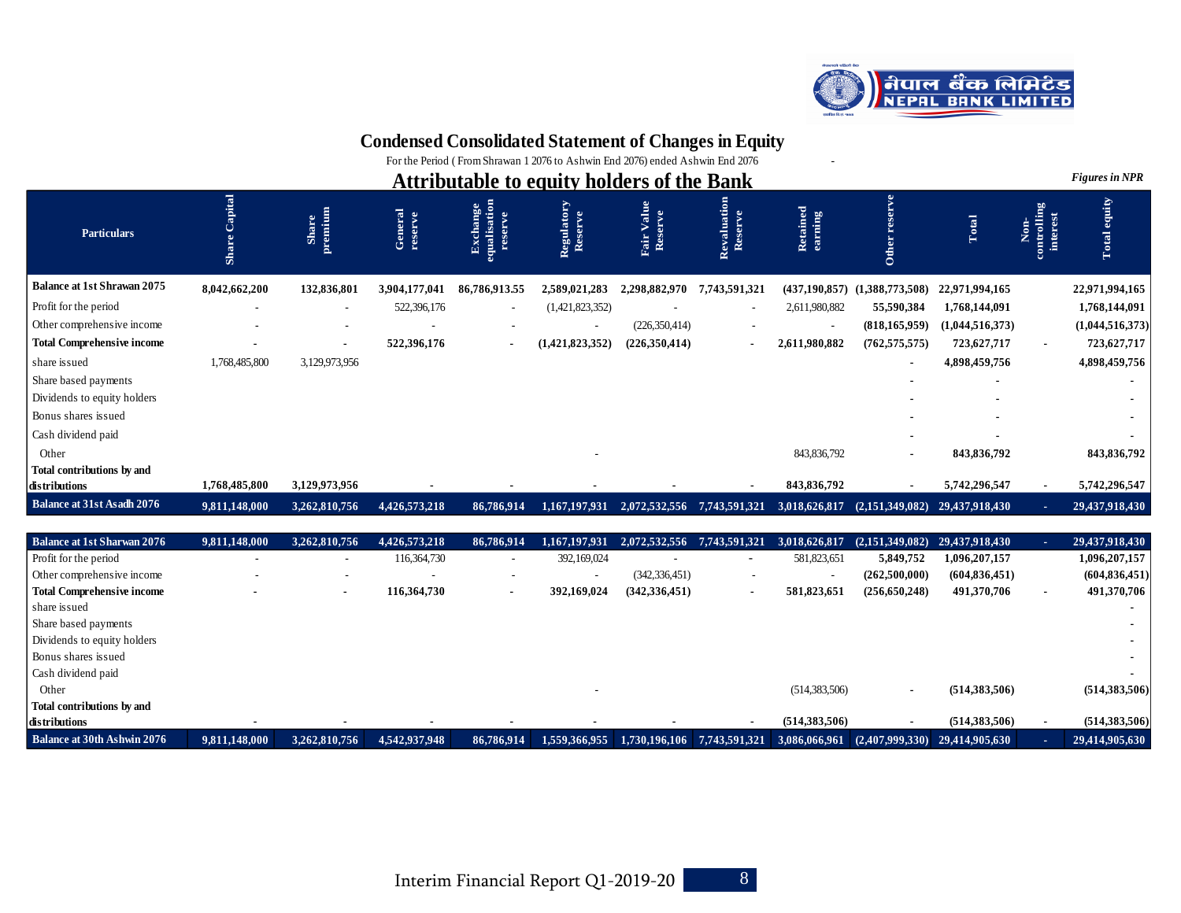# Condensed Consolidated Statement of Changes in Equity

For the Period ( From Shrawan 1 2076 to Ashwin End 2076) ended Ashwin End 2076

## Attributable to equity holders of the Bank

*Figures in NPR*

| Particulars | Share Capital | Share premium | General reserve | Exchange equalisation reserve | Regulatory Reserve | Fair Value Reserve | Revaluation Reserve | Retained earning | Other reserve | Total | Non-controlling interest | Total equity |
|---|---|---|---|---|---|---|---|---|---|---|---|---|
| **Balance at 1st Shrawan 2075** | **8,042,662,200** | **132,836,801** | **3,904,177,041** | **86,786,913.55** | **2,589,021,283** | **2,298,882,970** | **7,743,591,321** | **(437,190,857)** | **(1,388,773,508)** | **22,971,994,165** | | **22,971,994,165** |
| Profit for the period | - | - | 522,396,176 | - | (1,421,823,352) | - | - | 2,611,980,882 | **55,590,384** | **1,768,144,091** | | **1,768,144,091** |
| Other comprehensive income | - | - | - | - | - | (226,350,414) | - | - | **(818,165,959)** | **(1,044,516,373)** | | **(1,044,516,373)** |
| **Total Comprehensive income** | **-** | **-** | **522,396,176** | **-** | **(1,421,823,352)** | **(226,350,414)** | **-** | **2,611,980,882** | **(762,575,575)** | **723,627,717** | **-** | **723,627,717** |
| share issued | 1,768,485,800 | 3,129,973,956 | | | | | | | - | **4,898,459,756** | | **4,898,459,756** |
| Share based payments | | | | | | | | | - | - | | - |
| Dividends to equity holders | | | | | | | | | - | - | | - |
| Bonus shares issued | | | | | | | | | - | - | | - |
| Cash dividend paid | | | | | | | | | - | - | | - |
| Other | | | | | - | | | 843,836,792 | - | **843,836,792** | | **843,836,792** |
| **Total contributions by and distributions** | **1,768,485,800** | **3,129,973,956** | **-** | **-** | **-** | **-** | **-** | **843,836,792** | **-** | **5,742,296,547** | **-** | **5,742,296,547** |
| **Balance at 31st Asadh 2076** | **9,811,148,000** | **3,262,810,756** | **4,426,573,218** | **86,786,914** | **1,167,197,931** | **2,072,532,556** | **7,743,591,321** | **3,018,626,817** | **(2,151,349,082)** | **29,437,918,430** | **-** | **29,437,918,430** |
| | | | | | | | | | | | | |
| **Balance at 1st Sharwan 2076** | **9,811,148,000** | **3,262,810,756** | **4,426,573,218** | **86,786,914** | **1,167,197,931** | **2,072,532,556** | **7,743,591,321** | **3,018,626,817** | **(2,151,349,082)** | **29,437,918,430** | **-** | **29,437,918,430** |
| Profit for the period | - | - | 116,364,730 | - | 392,169,024 | - | - | 581,823,651 | **5,849,752** | **1,096,207,157** | | **1,096,207,157** |
| Other comprehensive income | - | - | - | - | - | (342,336,451) | - | - | **(262,500,000)** | **(604,836,451)** | | **(604,836,451)** |
| **Total Comprehensive income** | **-** | **-** | **116,364,730** | **-** | **392,169,024** | **(342,336,451)** | **-** | **581,823,651** | **(256,650,248)** | **491,370,706** | **-** | **491,370,706** |
| share issued | | | | | | | | | | | | - |
| Share based payments | | | | | | | | | | | | - |
| Dividends to equity holders | | | | | | | | | | | | - |
| Bonus shares issued | | | | | | | | | | | | - |
| Cash dividend paid | | | | | | | | | | | | - |
| Other | | | | | - | | | (514,383,506) | - | **(514,383,506)** | | **(514,383,506)** |
| **Total contributions by and distributions** | **-** | **-** | **-** | **-** | **-** | **-** | **-** | **(514,383,506)** | **-** | **(514,383,506)** | **-** | **(514,383,506)** |
| **Balance at 30th Ashwin 2076** | **9,811,148,000** | **3,262,810,756** | **4,542,937,948** | **86,786,914** | **1,559,366,955** | **1,730,196,106** | **7,743,591,321** | **3,086,066,961** | **(2,407,999,330)** | **29,414,905,630** | **-** | **29,414,905,630** |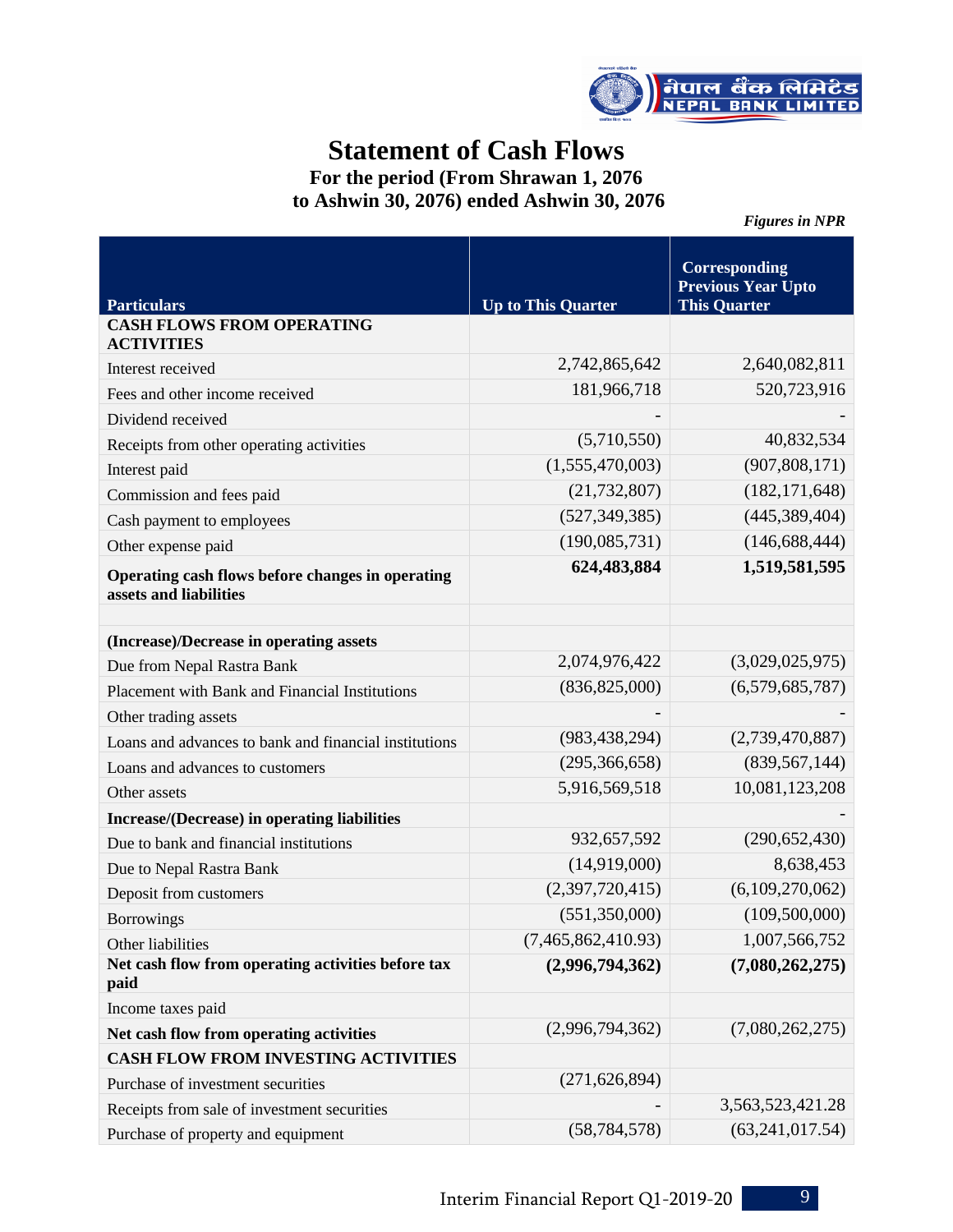# Statement of Cash Flows

**For the period (From Shrawan 1, 2076 to Ashwin 30, 2076) ended Ashwin 30, 2076**

*Figures in NPR*

| Particulars | Up to This Quarter | Corresponding Previous Year Upto This Quarter |
|---|---|---|
| **CASH FLOWS FROM OPERATING ACTIVITIES** | | |
| Interest received | 2,742,865,642 | 2,640,082,811 |
| Fees and other income received | 181,966,718 | 520,723,916 |
| Dividend received | - | - |
| Receipts from other operating activities | (5,710,550) | 40,832,534 |
| Interest paid | (1,555,470,003) | (907,808,171) |
| Commission and fees paid | (21,732,807) | (182,171,648) |
| Cash payment to employees | (527,349,385) | (445,389,404) |
| Other expense paid | (190,085,731) | (146,688,444) |
| **Operating cash flows before changes in operating assets and liabilities** | **624,483,884** | **1,519,581,595** |
| | | |
| **(Increase)/Decrease in operating assets** | | |
| Due from Nepal Rastra Bank | 2,074,976,422 | (3,029,025,975) |
| Placement with Bank and Financial Institutions | (836,825,000) | (6,579,685,787) |
| Other trading assets | - | - |
| Loans and advances to bank and financial institutions | (983,438,294) | (2,739,470,887) |
| Loans and advances to customers | (295,366,658) | (839,567,144) |
| Other assets | 5,916,569,518 | 10,081,123,208 |
| **Increase/(Decrease) in operating liabilities** | | - |
| Due to bank and financial institutions | 932,657,592 | (290,652,430) |
| Due to Nepal Rastra Bank | (14,919,000) | 8,638,453 |
| Deposit from customers | (2,397,720,415) | (6,109,270,062) |
| Borrowings | (551,350,000) | (109,500,000) |
| Other liabilities | (7,465,862,410.93) | 1,007,566,752 |
| **Net cash flow from operating activities before tax paid** | **(2,996,794,362)** | **(7,080,262,275)** |
| Income taxes paid | | |
| **Net cash flow from operating activities** | (2,996,794,362) | (7,080,262,275) |
| **CASH FLOW FROM INVESTING ACTIVITIES** | | |
| Purchase of investment securities | (271,626,894) | |
| Receipts from sale of investment securities | - | 3,563,523,421.28 |
| Purchase of property and equipment | (58,784,578) | (63,241,017.54) |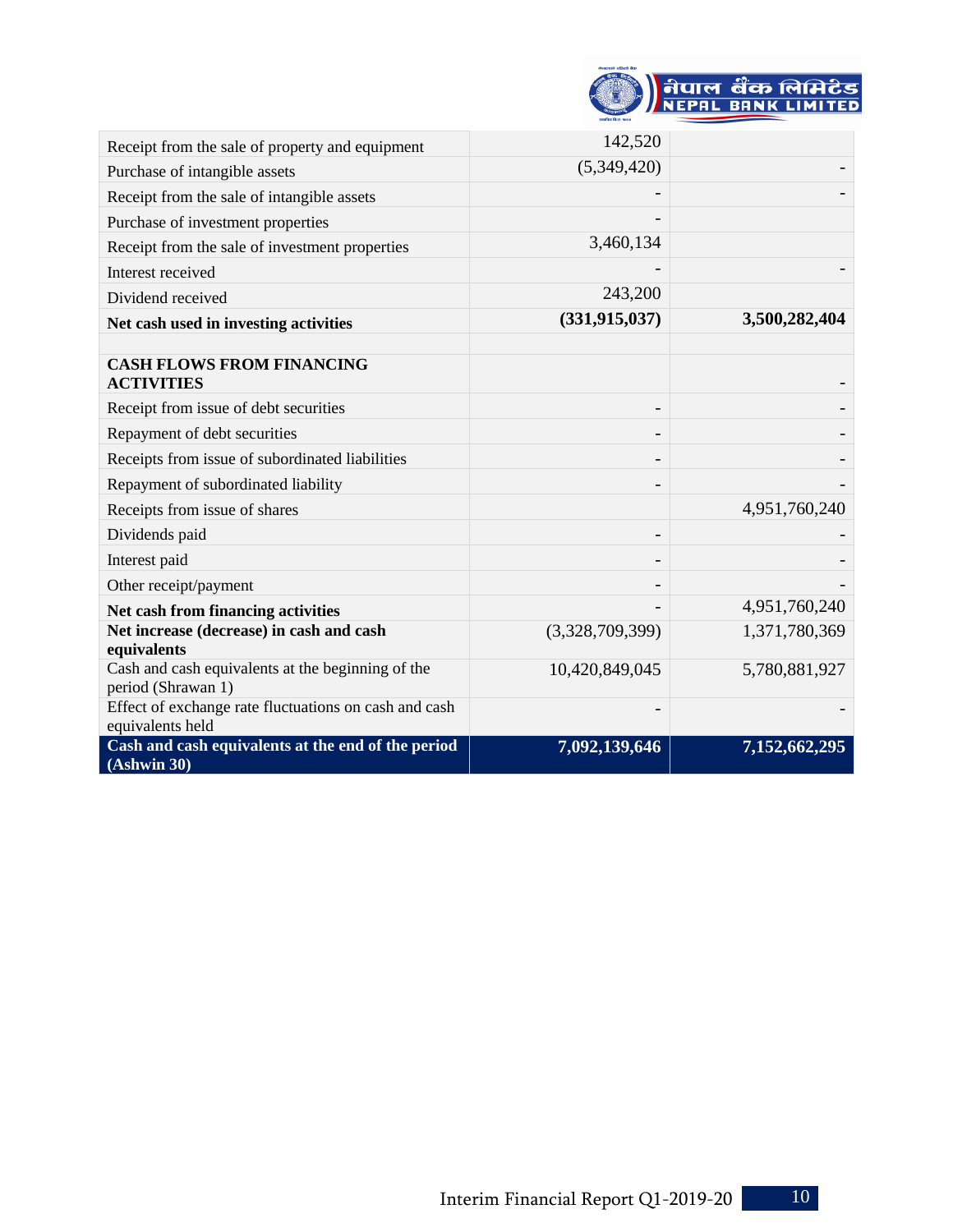| | | |
|---|---|---|
| Receipt from the sale of property and equipment | 142,520 | |
| Purchase of intangible assets | (5,349,420) | - |
| Receipt from the sale of intangible assets | - | - |
| Purchase of investment properties | - | |
| Receipt from the sale of investment properties | 3,460,134 | |
| Interest received | - | - |
| Dividend received | 243,200 | |
| **Net cash used in investing activities** | **(331,915,037)** | **3,500,282,404** |
| | | |
| **CASH FLOWS FROM FINANCING ACTIVITIES** | | - |
| Receipt from issue of debt securities | - | - |
| Repayment of debt securities | - | - |
| Receipts from issue of subordinated liabilities | - | - |
| Repayment of subordinated liability | - | - |
| Receipts from issue of shares | | 4,951,760,240 |
| Dividends paid | - | - |
| Interest paid | - | - |
| Other receipt/payment | - | - |
| **Net cash from financing activities** | - | 4,951,760,240 |
| **Net increase (decrease) in cash and cash equivalents** | (3,328,709,399) | 1,371,780,369 |
| Cash and cash equivalents at the beginning of the period (Shrawan 1) | 10,420,849,045 | 5,780,881,927 |
| Effect of exchange rate fluctuations on cash and cash equivalents held | - | - |
| **Cash and cash equivalents at the end of the period (Ashwin 30)** | **7,092,139,646** | **7,152,662,295** |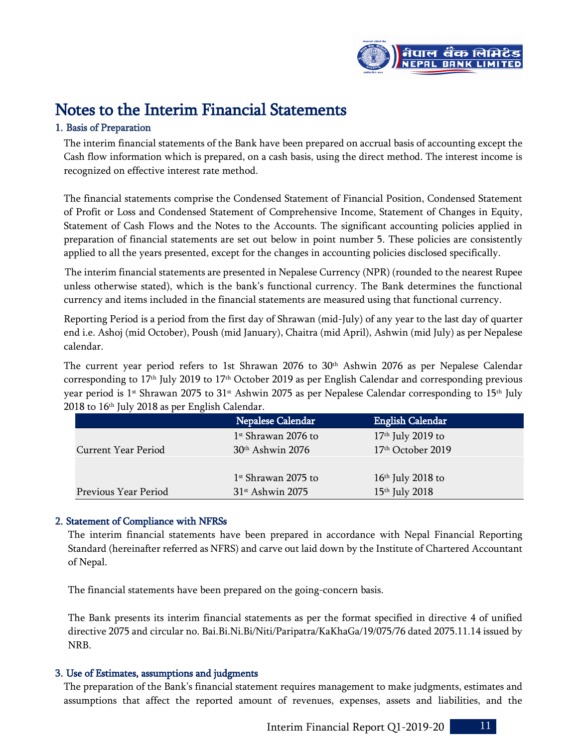# Notes to the Interim Financial Statements

## 1. Basis of Preparation

The interim financial statements of the Bank have been prepared on accrual basis of accounting except the Cash flow information which is prepared, on a cash basis, using the direct method. The interest income is recognized on effective interest rate method.

The financial statements comprise the Condensed Statement of Financial Position, Condensed Statement of Profit or Loss and Condensed Statement of Comprehensive Income, Statement of Changes in Equity, Statement of Cash Flows and the Notes to the Accounts. The significant accounting policies applied in preparation of financial statements are set out below in point number 5. These policies are consistently applied to all the years presented, except for the changes in accounting policies disclosed specifically.

The interim financial statements are presented in Nepalese Currency (NPR) (rounded to the nearest Rupee unless otherwise stated), which is the bank's functional currency. The Bank determines the functional currency and items included in the financial statements are measured using that functional currency.

Reporting Period is a period from the first day of Shrawan (mid-July) of any year to the last day of quarter end i.e. Ashoj (mid October), Poush (mid January), Chaitra (mid April), Ashwin (mid July) as per Nepalese calendar.

The current year period refers to 1st Shrawan 2076 to 30th Ashwin 2076 as per Nepalese Calendar corresponding to 17th July 2019 to 17th October 2019 as per English Calendar and corresponding previous year period is 1st Shrawan 2075 to 31st Ashwin 2075 as per Nepalese Calendar corresponding to 15th July 2018 to 16th July 2018 as per English Calendar.

| | Nepalese Calendar | English Calendar |
|---|---|---|
| Current Year Period | 1st Shrawan 2076 to 30th Ashwin 2076 | 17th July 2019 to 17th October 2019 |
| Previous Year Period | 1st Shrawan 2075 to 31st Ashwin 2075 | 16th July 2018 to 15th July 2018 |

## 2. Statement of Compliance with NFRSs

The interim financial statements have been prepared in accordance with Nepal Financial Reporting Standard (hereinafter referred as NFRS) and carve out laid down by the Institute of Chartered Accountant of Nepal.

The financial statements have been prepared on the going-concern basis.

The Bank presents its interim financial statements as per the format specified in directive 4 of unified directive 2075 and circular no. Bai.Bi.Ni.Bi/Niti/Paripatra/KaKhaGa/19/075/76 dated 2075.11.14 issued by NRB.

## 3. Use of Estimates, assumptions and judgments

The preparation of the Bank's financial statement requires management to make judgments, estimates and assumptions that affect the reported amount of revenues, expenses, assets and liabilities, and the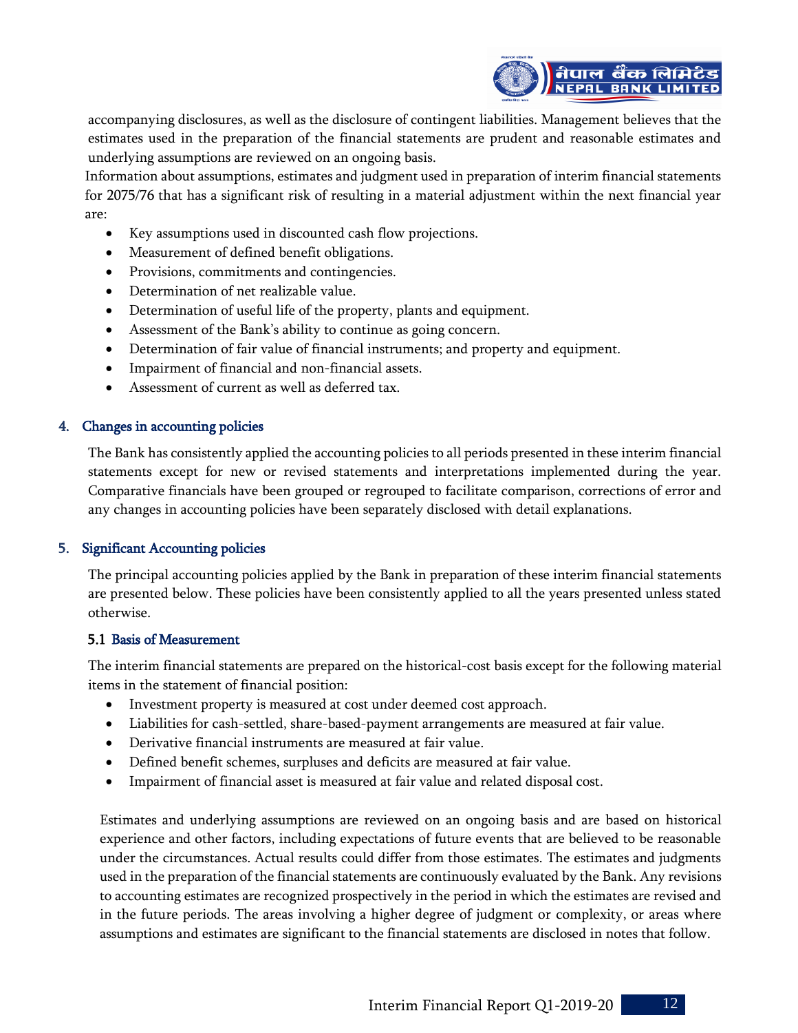accompanying disclosures, as well as the disclosure of contingent liabilities. Management believes that the estimates used in the preparation of the financial statements are prudent and reasonable estimates and underlying assumptions are reviewed on an ongoing basis.

Information about assumptions, estimates and judgment used in preparation of interim financial statements for 2075/76 that has a significant risk of resulting in a material adjustment within the next financial year are:

- Key assumptions used in discounted cash flow projections.
- Measurement of defined benefit obligations.
- Provisions, commitments and contingencies.
- Determination of net realizable value.
- Determination of useful life of the property, plants and equipment.
- Assessment of the Bank's ability to continue as going concern.
- Determination of fair value of financial instruments; and property and equipment.
- Impairment of financial and non-financial assets.
- Assessment of current as well as deferred tax.

## 4. Changes in accounting policies

The Bank has consistently applied the accounting policies to all periods presented in these interim financial statements except for new or revised statements and interpretations implemented during the year. Comparative financials have been grouped or regrouped to facilitate comparison, corrections of error and any changes in accounting policies have been separately disclosed with detail explanations.

## 5. Significant Accounting policies

The principal accounting policies applied by the Bank in preparation of these interim financial statements are presented below. These policies have been consistently applied to all the years presented unless stated otherwise.

### 5.1 Basis of Measurement

The interim financial statements are prepared on the historical-cost basis except for the following material items in the statement of financial position:

- Investment property is measured at cost under deemed cost approach.
- Liabilities for cash-settled, share-based-payment arrangements are measured at fair value.
- Derivative financial instruments are measured at fair value.
- Defined benefit schemes, surpluses and deficits are measured at fair value.
- Impairment of financial asset is measured at fair value and related disposal cost.

Estimates and underlying assumptions are reviewed on an ongoing basis and are based on historical experience and other factors, including expectations of future events that are believed to be reasonable under the circumstances. Actual results could differ from those estimates. The estimates and judgments used in the preparation of the financial statements are continuously evaluated by the Bank. Any revisions to accounting estimates are recognized prospectively in the period in which the estimates are revised and in the future periods. The areas involving a higher degree of judgment or complexity, or areas where assumptions and estimates are significant to the financial statements are disclosed in notes that follow.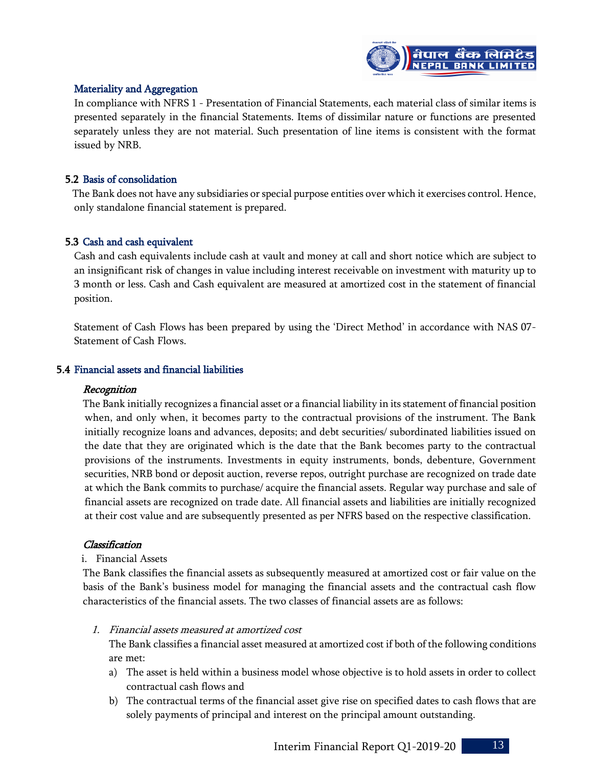### Materiality and Aggregation

In compliance with NFRS 1 - Presentation of Financial Statements, each material class of similar items is presented separately in the financial Statements. Items of dissimilar nature or functions are presented separately unless they are not material. Such presentation of line items is consistent with the format issued by NRB.

### 5.2 Basis of consolidation

The Bank does not have any subsidiaries or special purpose entities over which it exercises control. Hence, only standalone financial statement is prepared.

### 5.3 Cash and cash equivalent

Cash and cash equivalents include cash at vault and money at call and short notice which are subject to an insignificant risk of changes in value including interest receivable on investment with maturity up to 3 month or less. Cash and Cash equivalent are measured at amortized cost in the statement of financial position.

Statement of Cash Flows has been prepared by using the 'Direct Method' in accordance with NAS 07- Statement of Cash Flows.

### 5.4 Financial assets and financial liabilities

***Recognition***

The Bank initially recognizes a financial asset or a financial liability in its statement of financial position when, and only when, it becomes party to the contractual provisions of the instrument. The Bank initially recognize loans and advances, deposits; and debt securities/ subordinated liabilities issued on the date that they are originated which is the date that the Bank becomes party to the contractual provisions of the instruments. Investments in equity instruments, bonds, debenture, Government securities, NRB bond or deposit auction, reverse repos, outright purchase are recognized on trade date at which the Bank commits to purchase/ acquire the financial assets. Regular way purchase and sale of financial assets are recognized on trade date. All financial assets and liabilities are initially recognized at their cost value and are subsequently presented as per NFRS based on the respective classification.

***Classification***

i. Financial Assets

The Bank classifies the financial assets as subsequently measured at amortized cost or fair value on the basis of the Bank's business model for managing the financial assets and the contractual cash flow characteristics of the financial assets. The two classes of financial assets are as follows:

1. *Financial assets measured at amortized cost*

   The Bank classifies a financial asset measured at amortized cost if both of the following conditions are met:

   a) The asset is held within a business model whose objective is to hold assets in order to collect contractual cash flows and

   b) The contractual terms of the financial asset give rise on specified dates to cash flows that are solely payments of principal and interest on the principal amount outstanding.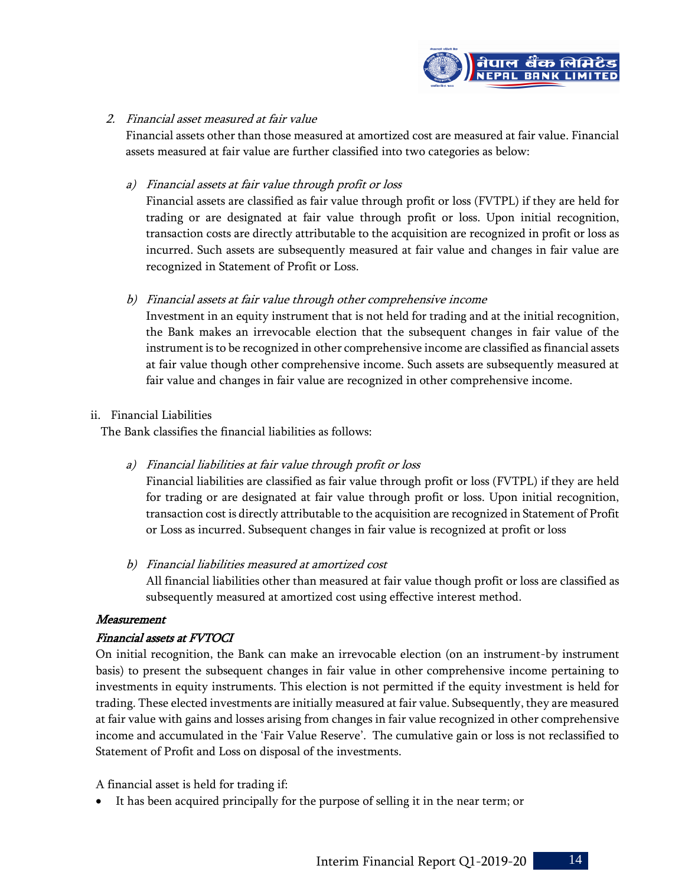2. *Financial asset measured at fair value*

   Financial assets other than those measured at amortized cost are measured at fair value. Financial assets measured at fair value are further classified into two categories as below:

   a) *Financial assets at fair value through profit or loss*

      Financial assets are classified as fair value through profit or loss (FVTPL) if they are held for trading or are designated at fair value through profit or loss. Upon initial recognition, transaction costs are directly attributable to the acquisition are recognized in profit or loss as incurred. Such assets are subsequently measured at fair value and changes in fair value are recognized in Statement of Profit or Loss.

   b) *Financial assets at fair value through other comprehensive income*

      Investment in an equity instrument that is not held for trading and at the initial recognition, the Bank makes an irrevocable election that the subsequent changes in fair value of the instrument is to be recognized in other comprehensive income are classified as financial assets at fair value though other comprehensive income. Such assets are subsequently measured at fair value and changes in fair value are recognized in other comprehensive income.

ii. Financial Liabilities

The Bank classifies the financial liabilities as follows:

   a) *Financial liabilities at fair value through profit or loss*

      Financial liabilities are classified as fair value through profit or loss (FVTPL) if they are held for trading or are designated at fair value through profit or loss. Upon initial recognition, transaction cost is directly attributable to the acquisition are recognized in Statement of Profit or Loss as incurred. Subsequent changes in fair value is recognized at profit or loss

   b) *Financial liabilities measured at amortized cost*

      All financial liabilities other than measured at fair value though profit or loss are classified as subsequently measured at amortized cost using effective interest method.

***Measurement***

***Financial assets at FVTOCI***

On initial recognition, the Bank can make an irrevocable election (on an instrument-by instrument basis) to present the subsequent changes in fair value in other comprehensive income pertaining to investments in equity instruments. This election is not permitted if the equity investment is held for trading. These elected investments are initially measured at fair value. Subsequently, they are measured at fair value with gains and losses arising from changes in fair value recognized in other comprehensive income and accumulated in the 'Fair Value Reserve'. The cumulative gain or loss is not reclassified to Statement of Profit and Loss on disposal of the investments.

A financial asset is held for trading if:

- It has been acquired principally for the purpose of selling it in the near term; or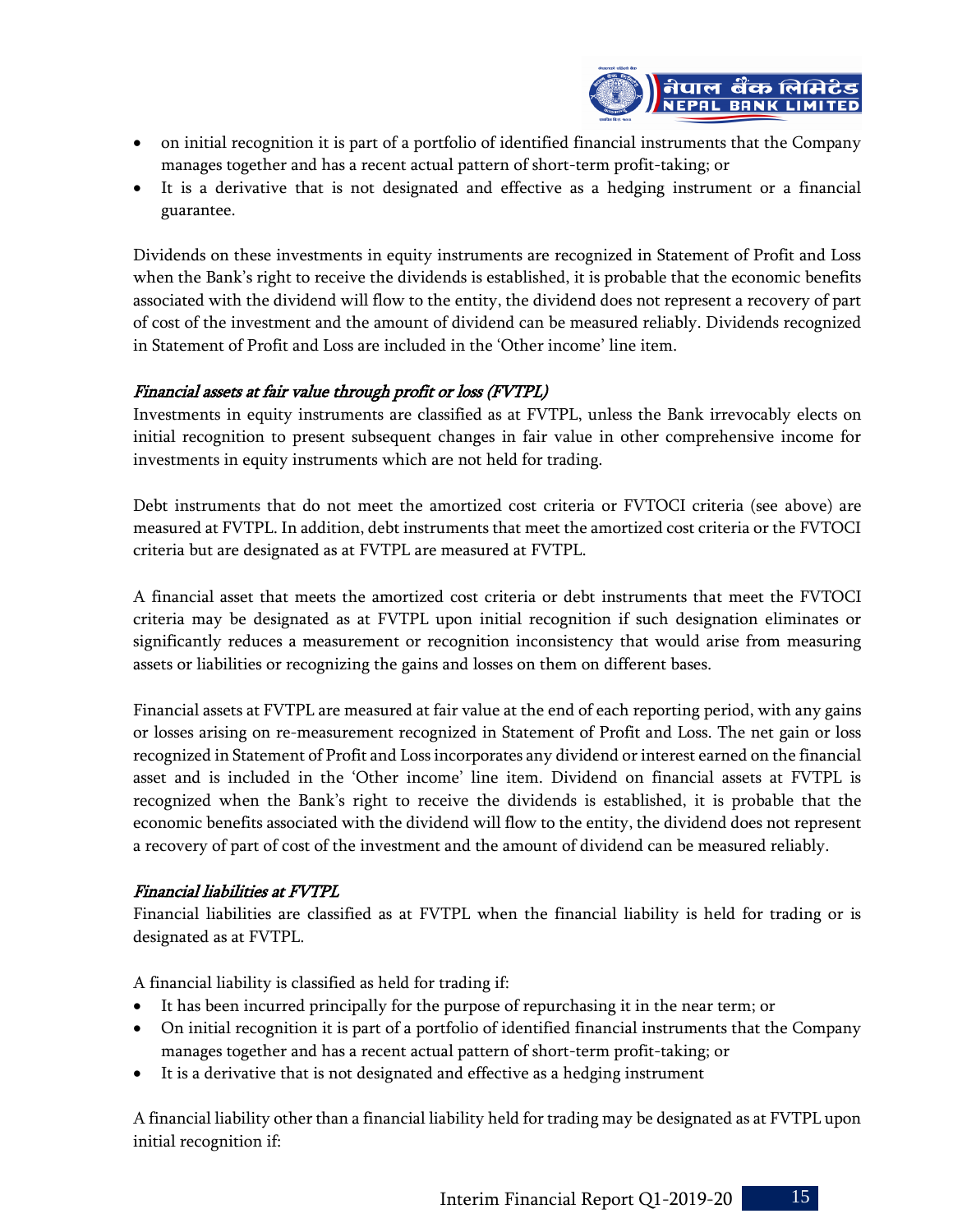- on initial recognition it is part of a portfolio of identified financial instruments that the Company manages together and has a recent actual pattern of short-term profit-taking; or
- It is a derivative that is not designated and effective as a hedging instrument or a financial guarantee.

Dividends on these investments in equity instruments are recognized in Statement of Profit and Loss when the Bank's right to receive the dividends is established, it is probable that the economic benefits associated with the dividend will flow to the entity, the dividend does not represent a recovery of part of cost of the investment and the amount of dividend can be measured reliably. Dividends recognized in Statement of Profit and Loss are included in the 'Other income' line item.

*Financial assets at fair value through profit or loss (FVTPL)*

Investments in equity instruments are classified as at FVTPL, unless the Bank irrevocably elects on initial recognition to present subsequent changes in fair value in other comprehensive income for investments in equity instruments which are not held for trading.

Debt instruments that do not meet the amortized cost criteria or FVTOCI criteria (see above) are measured at FVTPL. In addition, debt instruments that meet the amortized cost criteria or the FVTOCI criteria but are designated as at FVTPL are measured at FVTPL.

A financial asset that meets the amortized cost criteria or debt instruments that meet the FVTOCI criteria may be designated as at FVTPL upon initial recognition if such designation eliminates or significantly reduces a measurement or recognition inconsistency that would arise from measuring assets or liabilities or recognizing the gains and losses on them on different bases.

Financial assets at FVTPL are measured at fair value at the end of each reporting period, with any gains or losses arising on re-measurement recognized in Statement of Profit and Loss. The net gain or loss recognized in Statement of Profit and Loss incorporates any dividend or interest earned on the financial asset and is included in the 'Other income' line item. Dividend on financial assets at FVTPL is recognized when the Bank's right to receive the dividends is established, it is probable that the economic benefits associated with the dividend will flow to the entity, the dividend does not represent a recovery of part of cost of the investment and the amount of dividend can be measured reliably.

*Financial liabilities at FVTPL*

Financial liabilities are classified as at FVTPL when the financial liability is held for trading or is designated as at FVTPL.

A financial liability is classified as held for trading if:

- It has been incurred principally for the purpose of repurchasing it in the near term; or
- On initial recognition it is part of a portfolio of identified financial instruments that the Company manages together and has a recent actual pattern of short-term profit-taking; or
- It is a derivative that is not designated and effective as a hedging instrument

A financial liability other than a financial liability held for trading may be designated as at FVTPL upon initial recognition if: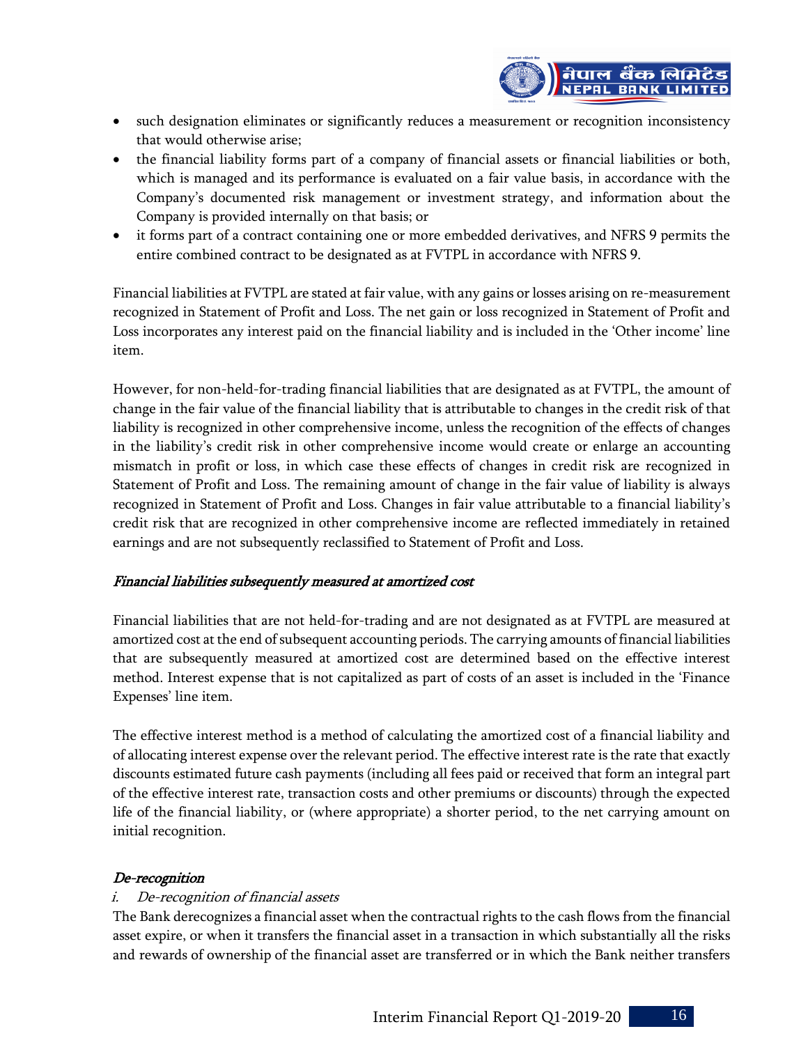- such designation eliminates or significantly reduces a measurement or recognition inconsistency that would otherwise arise;
- the financial liability forms part of a company of financial assets or financial liabilities or both, which is managed and its performance is evaluated on a fair value basis, in accordance with the Company's documented risk management or investment strategy, and information about the Company is provided internally on that basis; or
- it forms part of a contract containing one or more embedded derivatives, and NFRS 9 permits the entire combined contract to be designated as at FVTPL in accordance with NFRS 9.

Financial liabilities at FVTPL are stated at fair value, with any gains or losses arising on re-measurement recognized in Statement of Profit and Loss. The net gain or loss recognized in Statement of Profit and Loss incorporates any interest paid on the financial liability and is included in the 'Other income' line item.

However, for non-held-for-trading financial liabilities that are designated as at FVTPL, the amount of change in the fair value of the financial liability that is attributable to changes in the credit risk of that liability is recognized in other comprehensive income, unless the recognition of the effects of changes in the liability's credit risk in other comprehensive income would create or enlarge an accounting mismatch in profit or loss, in which case these effects of changes in credit risk are recognized in Statement of Profit and Loss. The remaining amount of change in the fair value of liability is always recognized in Statement of Profit and Loss. Changes in fair value attributable to a financial liability's credit risk that are recognized in other comprehensive income are reflected immediately in retained earnings and are not subsequently reclassified to Statement of Profit and Loss.

*Financial liabilities subsequently measured at amortized cost*

Financial liabilities that are not held-for-trading and are not designated as at FVTPL are measured at amortized cost at the end of subsequent accounting periods. The carrying amounts of financial liabilities that are subsequently measured at amortized cost are determined based on the effective interest method. Interest expense that is not capitalized as part of costs of an asset is included in the 'Finance Expenses' line item.

The effective interest method is a method of calculating the amortized cost of a financial liability and of allocating interest expense over the relevant period. The effective interest rate is the rate that exactly discounts estimated future cash payments (including all fees paid or received that form an integral part of the effective interest rate, transaction costs and other premiums or discounts) through the expected life of the financial liability, or (where appropriate) a shorter period, to the net carrying amount on initial recognition.

*De-recognition*

*i. De-recognition of financial assets*

The Bank derecognizes a financial asset when the contractual rights to the cash flows from the financial asset expire, or when it transfers the financial asset in a transaction in which substantially all the risks and rewards of ownership of the financial asset are transferred or in which the Bank neither transfers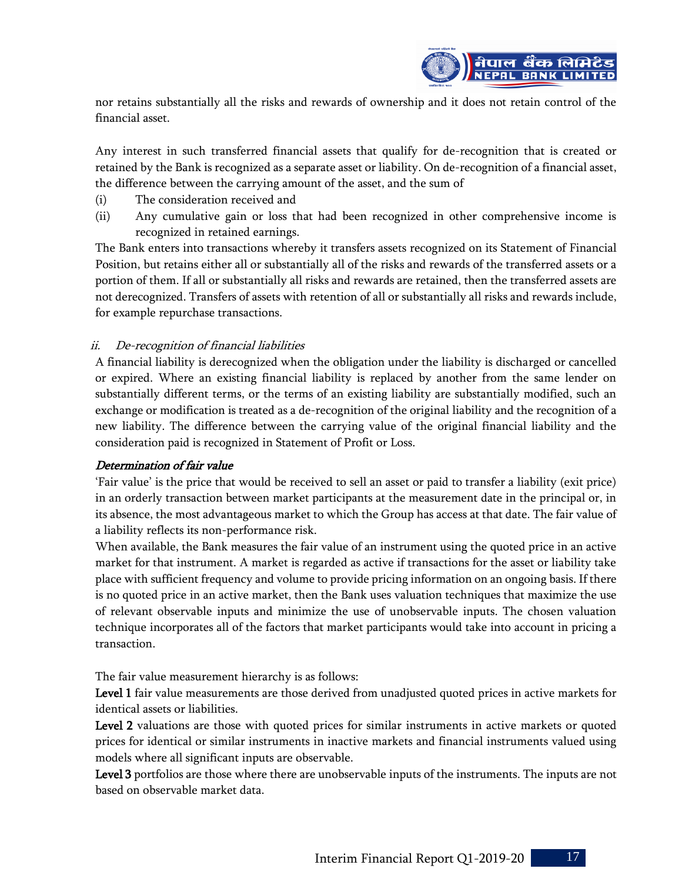nor retains substantially all the risks and rewards of ownership and it does not retain control of the financial asset.

Any interest in such transferred financial assets that qualify for de-recognition that is created or retained by the Bank is recognized as a separate asset or liability. On de-recognition of a financial asset, the difference between the carrying amount of the asset, and the sum of

(i) The consideration received and
(ii) Any cumulative gain or loss that had been recognized in other comprehensive income is recognized in retained earnings.

The Bank enters into transactions whereby it transfers assets recognized on its Statement of Financial Position, but retains either all or substantially all of the risks and rewards of the transferred assets or a portion of them. If all or substantially all risks and rewards are retained, then the transferred assets are not derecognized. Transfers of assets with retention of all or substantially all risks and rewards include, for example repurchase transactions.

*ii. De-recognition of financial liabilities*

A financial liability is derecognized when the obligation under the liability is discharged or cancelled or expired. Where an existing financial liability is replaced by another from the same lender on substantially different terms, or the terms of an existing liability are substantially modified, such an exchange or modification is treated as a de-recognition of the original liability and the recognition of a new liability. The difference between the carrying value of the original financial liability and the consideration paid is recognized in Statement of Profit or Loss.

***Determination of fair value***

'Fair value' is the price that would be received to sell an asset or paid to transfer a liability (exit price) in an orderly transaction between market participants at the measurement date in the principal or, in its absence, the most advantageous market to which the Group has access at that date. The fair value of a liability reflects its non-performance risk.

When available, the Bank measures the fair value of an instrument using the quoted price in an active market for that instrument. A market is regarded as active if transactions for the asset or liability take place with sufficient frequency and volume to provide pricing information on an ongoing basis. If there is no quoted price in an active market, then the Bank uses valuation techniques that maximize the use of relevant observable inputs and minimize the use of unobservable inputs. The chosen valuation technique incorporates all of the factors that market participants would take into account in pricing a transaction.

The fair value measurement hierarchy is as follows:

**Level 1** fair value measurements are those derived from unadjusted quoted prices in active markets for identical assets or liabilities.

**Level 2** valuations are those with quoted prices for similar instruments in active markets or quoted prices for identical or similar instruments in inactive markets and financial instruments valued using models where all significant inputs are observable.

**Level 3** portfolios are those where there are unobservable inputs of the instruments. The inputs are not based on observable market data.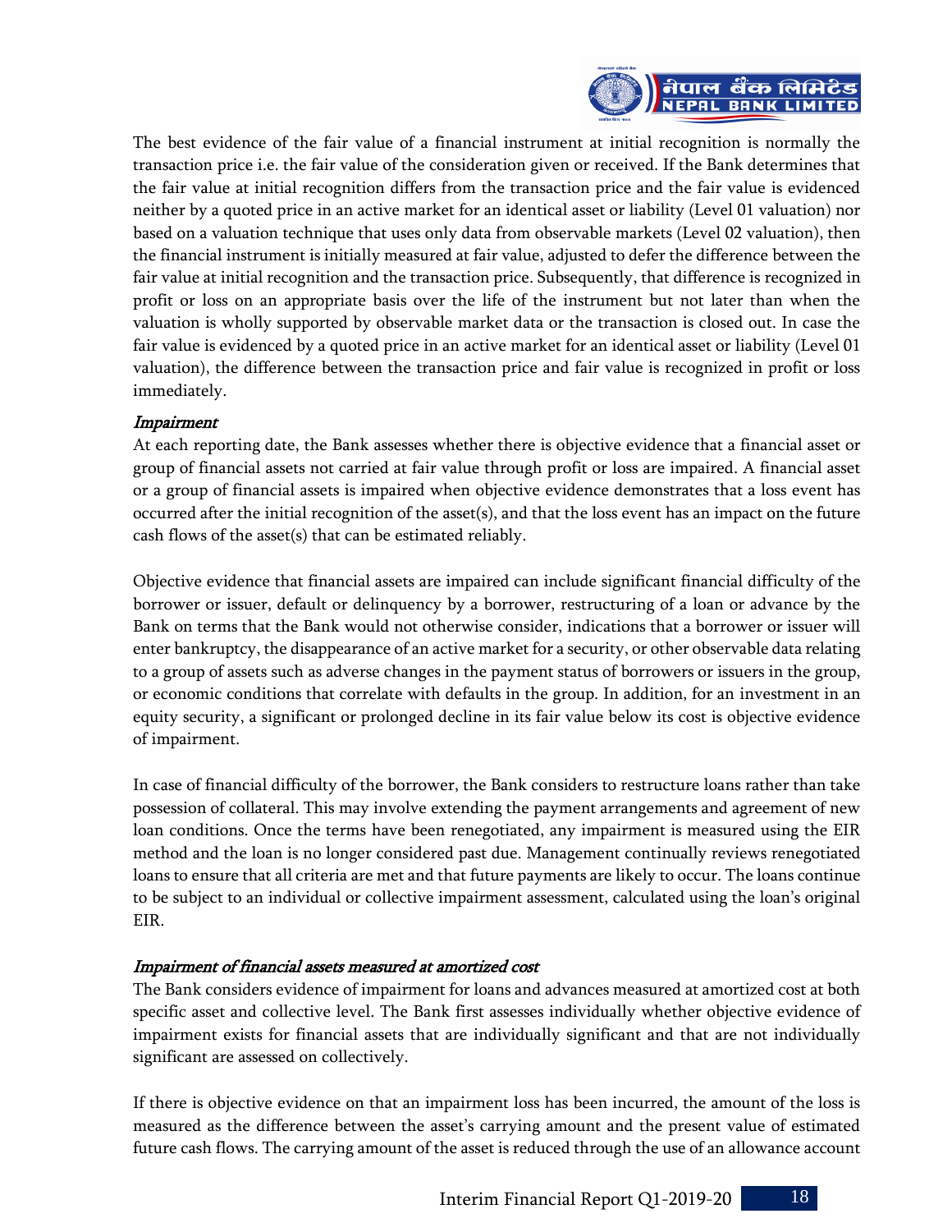The best evidence of the fair value of a financial instrument at initial recognition is normally the transaction price i.e. the fair value of the consideration given or received. If the Bank determines that the fair value at initial recognition differs from the transaction price and the fair value is evidenced neither by a quoted price in an active market for an identical asset or liability (Level 01 valuation) nor based on a valuation technique that uses only data from observable markets (Level 02 valuation), then the financial instrument is initially measured at fair value, adjusted to defer the difference between the fair value at initial recognition and the transaction price. Subsequently, that difference is recognized in profit or loss on an appropriate basis over the life of the instrument but not later than when the valuation is wholly supported by observable market data or the transaction is closed out. In case the fair value is evidenced by a quoted price in an active market for an identical asset or liability (Level 01 valuation), the difference between the transaction price and fair value is recognized in profit or loss immediately.

*Impairment*

At each reporting date, the Bank assesses whether there is objective evidence that a financial asset or group of financial assets not carried at fair value through profit or loss are impaired. A financial asset or a group of financial assets is impaired when objective evidence demonstrates that a loss event has occurred after the initial recognition of the asset(s), and that the loss event has an impact on the future cash flows of the asset(s) that can be estimated reliably.

Objective evidence that financial assets are impaired can include significant financial difficulty of the borrower or issuer, default or delinquency by a borrower, restructuring of a loan or advance by the Bank on terms that the Bank would not otherwise consider, indications that a borrower or issuer will enter bankruptcy, the disappearance of an active market for a security, or other observable data relating to a group of assets such as adverse changes in the payment status of borrowers or issuers in the group, or economic conditions that correlate with defaults in the group. In addition, for an investment in an equity security, a significant or prolonged decline in its fair value below its cost is objective evidence of impairment.

In case of financial difficulty of the borrower, the Bank considers to restructure loans rather than take possession of collateral. This may involve extending the payment arrangements and agreement of new loan conditions. Once the terms have been renegotiated, any impairment is measured using the EIR method and the loan is no longer considered past due. Management continually reviews renegotiated loans to ensure that all criteria are met and that future payments are likely to occur. The loans continue to be subject to an individual or collective impairment assessment, calculated using the loan's original EIR.

*Impairment of financial assets measured at amortized cost*

The Bank considers evidence of impairment for loans and advances measured at amortized cost at both specific asset and collective level. The Bank first assesses individually whether objective evidence of impairment exists for financial assets that are individually significant and that are not individually significant are assessed on collectively.

If there is objective evidence on that an impairment loss has been incurred, the amount of the loss is measured as the difference between the asset's carrying amount and the present value of estimated future cash flows. The carrying amount of the asset is reduced through the use of an allowance account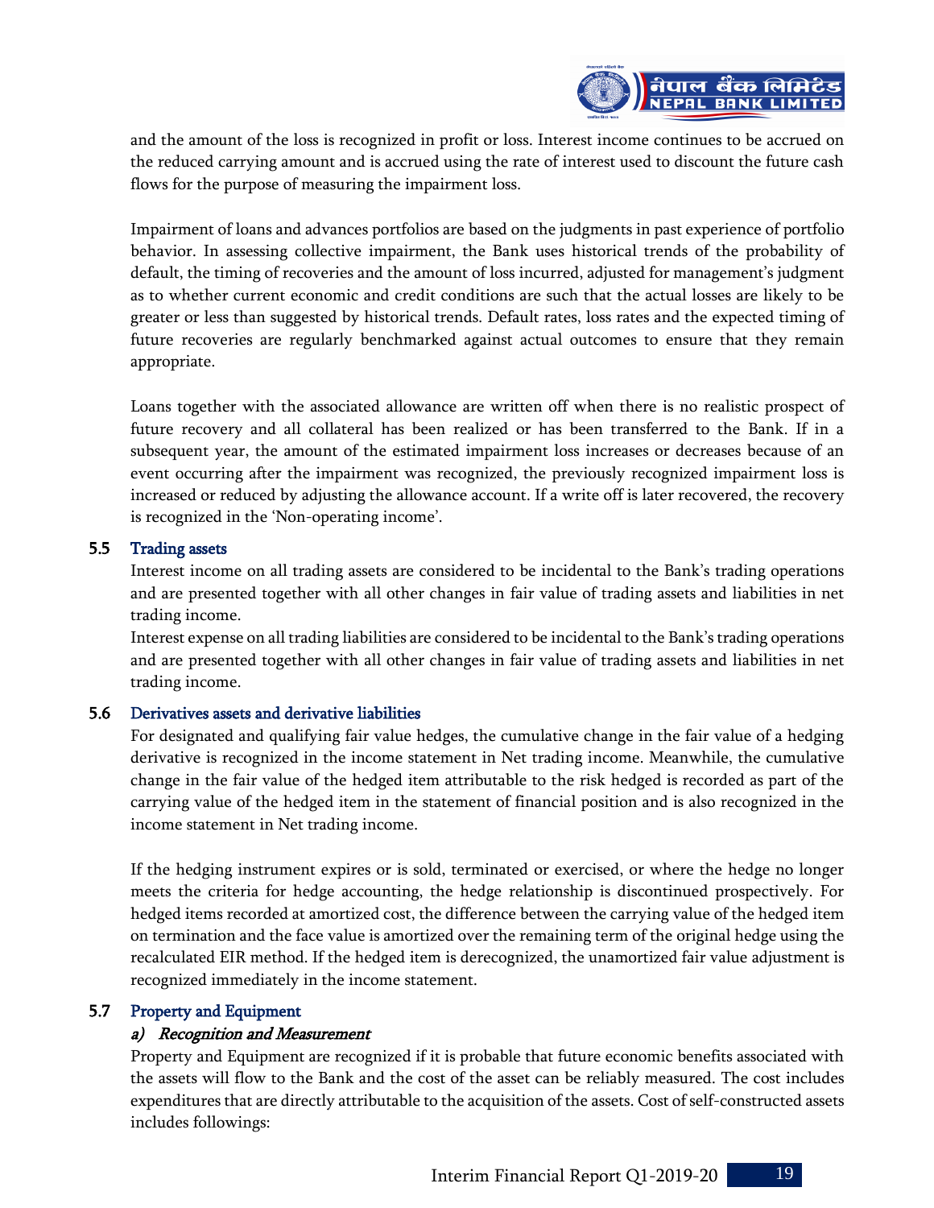and the amount of the loss is recognized in profit or loss. Interest income continues to be accrued on the reduced carrying amount and is accrued using the rate of interest used to discount the future cash flows for the purpose of measuring the impairment loss.

Impairment of loans and advances portfolios are based on the judgments in past experience of portfolio behavior. In assessing collective impairment, the Bank uses historical trends of the probability of default, the timing of recoveries and the amount of loss incurred, adjusted for management's judgment as to whether current economic and credit conditions are such that the actual losses are likely to be greater or less than suggested by historical trends. Default rates, loss rates and the expected timing of future recoveries are regularly benchmarked against actual outcomes to ensure that they remain appropriate.

Loans together with the associated allowance are written off when there is no realistic prospect of future recovery and all collateral has been realized or has been transferred to the Bank. If in a subsequent year, the amount of the estimated impairment loss increases or decreases because of an event occurring after the impairment was recognized, the previously recognized impairment loss is increased or reduced by adjusting the allowance account. If a write off is later recovered, the recovery is recognized in the 'Non-operating income'.

## 5.5 Trading assets

Interest income on all trading assets are considered to be incidental to the Bank's trading operations and are presented together with all other changes in fair value of trading assets and liabilities in net trading income.

Interest expense on all trading liabilities are considered to be incidental to the Bank's trading operations and are presented together with all other changes in fair value of trading assets and liabilities in net trading income.

## 5.6 Derivatives assets and derivative liabilities

For designated and qualifying fair value hedges, the cumulative change in the fair value of a hedging derivative is recognized in the income statement in Net trading income. Meanwhile, the cumulative change in the fair value of the hedged item attributable to the risk hedged is recorded as part of the carrying value of the hedged item in the statement of financial position and is also recognized in the income statement in Net trading income.

If the hedging instrument expires or is sold, terminated or exercised, or where the hedge no longer meets the criteria for hedge accounting, the hedge relationship is discontinued prospectively. For hedged items recorded at amortized cost, the difference between the carrying value of the hedged item on termination and the face value is amortized over the remaining term of the original hedge using the recalculated EIR method. If the hedged item is derecognized, the unamortized fair value adjustment is recognized immediately in the income statement.

## 5.7 Property and Equipment

### *a) Recognition and Measurement*

Property and Equipment are recognized if it is probable that future economic benefits associated with the assets will flow to the Bank and the cost of the asset can be reliably measured. The cost includes expenditures that are directly attributable to the acquisition of the assets. Cost of self-constructed assets includes followings: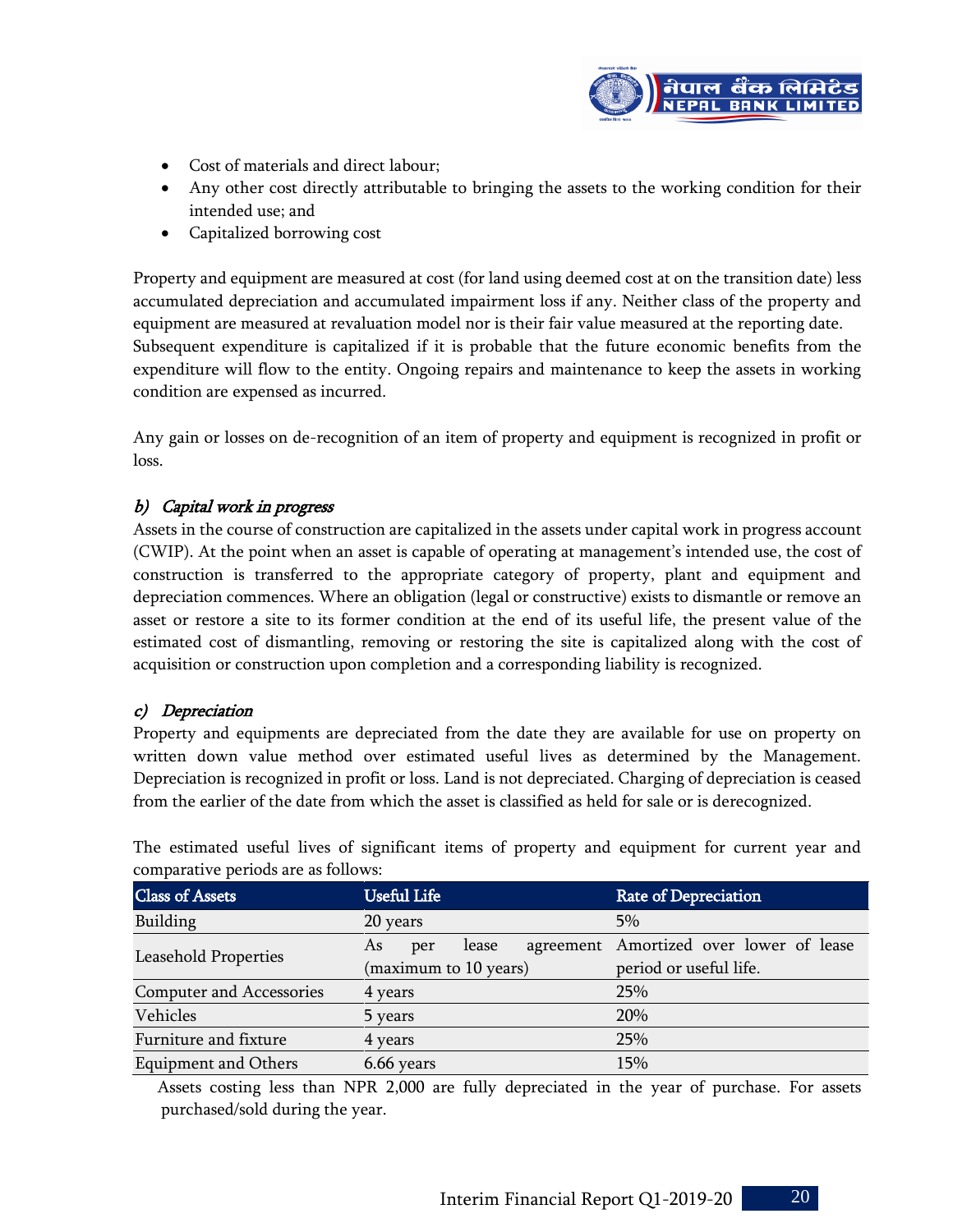- Cost of materials and direct labour;
- Any other cost directly attributable to bringing the assets to the working condition for their intended use; and
- Capitalized borrowing cost

Property and equipment are measured at cost (for land using deemed cost at on the transition date) less accumulated depreciation and accumulated impairment loss if any. Neither class of the property and equipment are measured at revaluation model nor is their fair value measured at the reporting date. Subsequent expenditure is capitalized if it is probable that the future economic benefits from the expenditure will flow to the entity. Ongoing repairs and maintenance to keep the assets in working condition are expensed as incurred.

Any gain or losses on de-recognition of an item of property and equipment is recognized in profit or loss.

### *b) Capital work in progress*

Assets in the course of construction are capitalized in the assets under capital work in progress account (CWIP). At the point when an asset is capable of operating at management's intended use, the cost of construction is transferred to the appropriate category of property, plant and equipment and depreciation commences. Where an obligation (legal or constructive) exists to dismantle or remove an asset or restore a site to its former condition at the end of its useful life, the present value of the estimated cost of dismantling, removing or restoring the site is capitalized along with the cost of acquisition or construction upon completion and a corresponding liability is recognized.

### *c) Depreciation*

Property and equipments are depreciated from the date they are available for use on property on written down value method over estimated useful lives as determined by the Management. Depreciation is recognized in profit or loss. Land is not depreciated. Charging of depreciation is ceased from the earlier of the date from which the asset is classified as held for sale or is derecognized.

The estimated useful lives of significant items of property and equipment for current year and comparative periods are as follows:

| Class of Assets | Useful Life | Rate of Depreciation |
|---|---|---|
| Building | 20 years | 5% |
| Leasehold Properties | As per lease agreement (maximum to 10 years) | Amortized over lower of lease period or useful life. |
| Computer and Accessories | 4 years | 25% |
| Vehicles | 5 years | 20% |
| Furniture and fixture | 4 years | 25% |
| Equipment and Others | 6.66 years | 15% |

Assets costing less than NPR 2,000 are fully depreciated in the year of purchase. For assets purchased/sold during the year.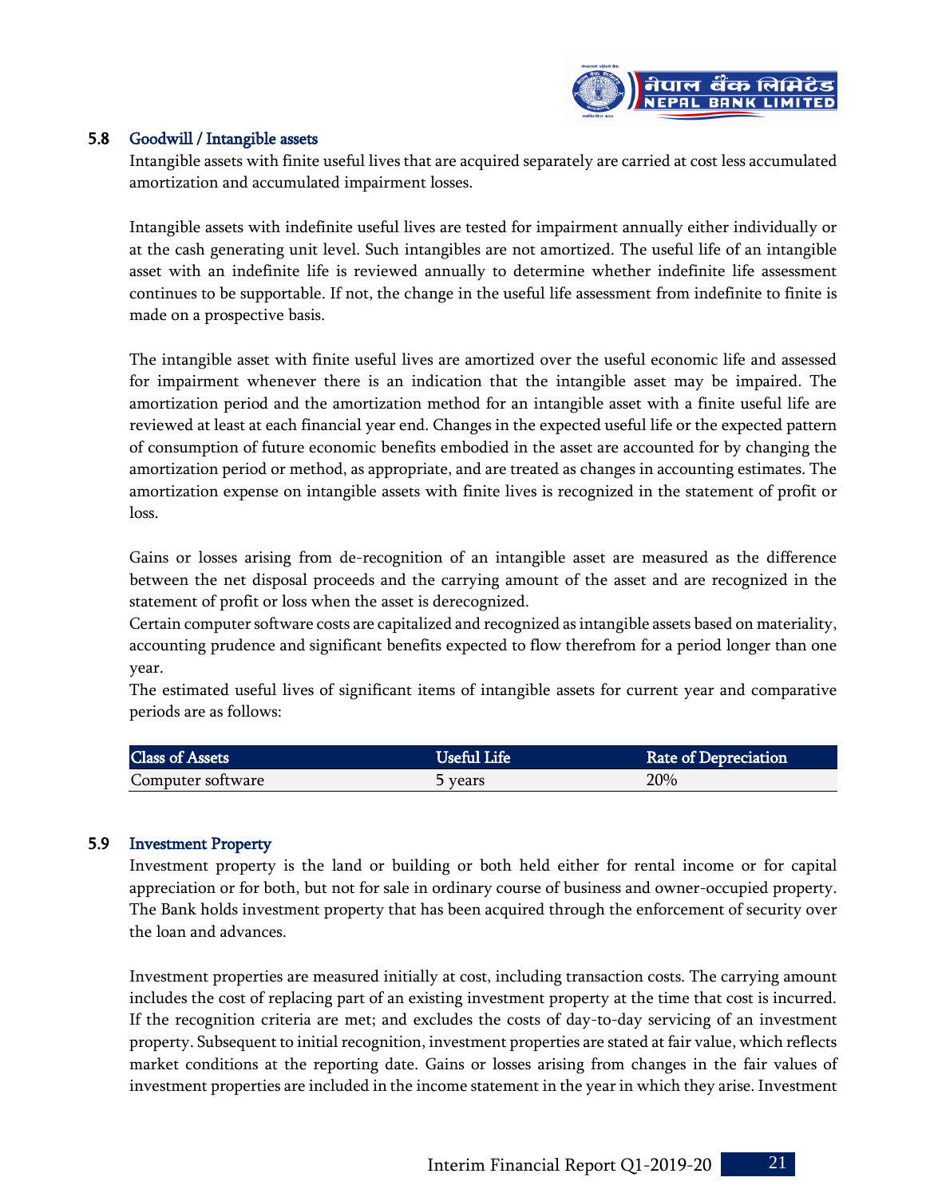### 5.8 Goodwill / Intangible assets

Intangible assets with finite useful lives that are acquired separately are carried at cost less accumulated amortization and accumulated impairment losses.

Intangible assets with indefinite useful lives are tested for impairment annually either individually or at the cash generating unit level. Such intangibles are not amortized. The useful life of an intangible asset with an indefinite life is reviewed annually to determine whether indefinite life assessment continues to be supportable. If not, the change in the useful life assessment from indefinite to finite is made on a prospective basis.

The intangible asset with finite useful lives are amortized over the useful economic life and assessed for impairment whenever there is an indication that the intangible asset may be impaired. The amortization period and the amortization method for an intangible asset with a finite useful life are reviewed at least at each financial year end. Changes in the expected useful life or the expected pattern of consumption of future economic benefits embodied in the asset are accounted for by changing the amortization period or method, as appropriate, and are treated as changes in accounting estimates. The amortization expense on intangible assets with finite lives is recognized in the statement of profit or loss.

Gains or losses arising from de-recognition of an intangible asset are measured as the difference between the net disposal proceeds and the carrying amount of the asset and are recognized in the statement of profit or loss when the asset is derecognized.
Certain computer software costs are capitalized and recognized as intangible assets based on materiality, accounting prudence and significant benefits expected to flow therefrom for a period longer than one year.
The estimated useful lives of significant items of intangible assets for current year and comparative periods are as follows:

| Class of Assets | Useful Life | Rate of Depreciation |
|---|---|---|
| Computer software | 5 years | 20% |

### 5.9 Investment Property

Investment property is the land or building or both held either for rental income or for capital appreciation or for both, but not for sale in ordinary course of business and owner-occupied property. The Bank holds investment property that has been acquired through the enforcement of security over the loan and advances.

Investment properties are measured initially at cost, including transaction costs. The carrying amount includes the cost of replacing part of an existing investment property at the time that cost is incurred. If the recognition criteria are met; and excludes the costs of day-to-day servicing of an investment property. Subsequent to initial recognition, investment properties are stated at fair value, which reflects market conditions at the reporting date. Gains or losses arising from changes in the fair values of investment properties are included in the income statement in the year in which they arise. Investment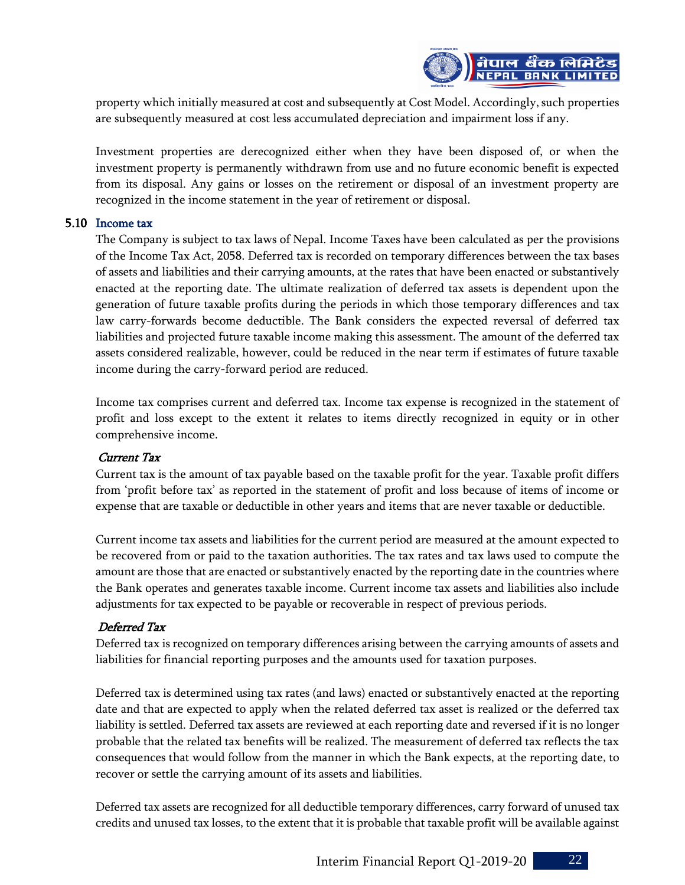property which initially measured at cost and subsequently at Cost Model. Accordingly, such properties are subsequently measured at cost less accumulated depreciation and impairment loss if any.

Investment properties are derecognized either when they have been disposed of, or when the investment property is permanently withdrawn from use and no future economic benefit is expected from its disposal. Any gains or losses on the retirement or disposal of an investment property are recognized in the income statement in the year of retirement or disposal.

### 5.10 Income tax

The Company is subject to tax laws of Nepal. Income Taxes have been calculated as per the provisions of the Income Tax Act, 2058. Deferred tax is recorded on temporary differences between the tax bases of assets and liabilities and their carrying amounts, at the rates that have been enacted or substantively enacted at the reporting date. The ultimate realization of deferred tax assets is dependent upon the generation of future taxable profits during the periods in which those temporary differences and tax law carry-forwards become deductible. The Bank considers the expected reversal of deferred tax liabilities and projected future taxable income making this assessment. The amount of the deferred tax assets considered realizable, however, could be reduced in the near term if estimates of future taxable income during the carry-forward period are reduced.

Income tax comprises current and deferred tax. Income tax expense is recognized in the statement of profit and loss except to the extent it relates to items directly recognized in equity or in other comprehensive income.

*Current Tax*

Current tax is the amount of tax payable based on the taxable profit for the year. Taxable profit differs from 'profit before tax' as reported in the statement of profit and loss because of items of income or expense that are taxable or deductible in other years and items that are never taxable or deductible.

Current income tax assets and liabilities for the current period are measured at the amount expected to be recovered from or paid to the taxation authorities. The tax rates and tax laws used to compute the amount are those that are enacted or substantively enacted by the reporting date in the countries where the Bank operates and generates taxable income. Current income tax assets and liabilities also include adjustments for tax expected to be payable or recoverable in respect of previous periods.

*Deferred Tax*

Deferred tax is recognized on temporary differences arising between the carrying amounts of assets and liabilities for financial reporting purposes and the amounts used for taxation purposes.

Deferred tax is determined using tax rates (and laws) enacted or substantively enacted at the reporting date and that are expected to apply when the related deferred tax asset is realized or the deferred tax liability is settled. Deferred tax assets are reviewed at each reporting date and reversed if it is no longer probable that the related tax benefits will be realized. The measurement of deferred tax reflects the tax consequences that would follow from the manner in which the Bank expects, at the reporting date, to recover or settle the carrying amount of its assets and liabilities.

Deferred tax assets are recognized for all deductible temporary differences, carry forward of unused tax credits and unused tax losses, to the extent that it is probable that taxable profit will be available against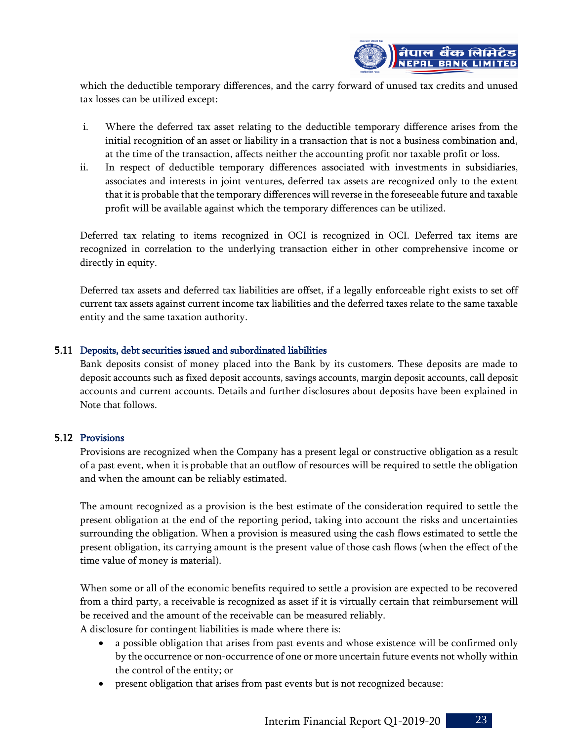which the deductible temporary differences, and the carry forward of unused tax credits and unused tax losses can be utilized except:

i. Where the deferred tax asset relating to the deductible temporary difference arises from the initial recognition of an asset or liability in a transaction that is not a business combination and, at the time of the transaction, affects neither the accounting profit nor taxable profit or loss.
ii. In respect of deductible temporary differences associated with investments in subsidiaries, associates and interests in joint ventures, deferred tax assets are recognized only to the extent that it is probable that the temporary differences will reverse in the foreseeable future and taxable profit will be available against which the temporary differences can be utilized.

Deferred tax relating to items recognized in OCI is recognized in OCI. Deferred tax items are recognized in correlation to the underlying transaction either in other comprehensive income or directly in equity.

Deferred tax assets and deferred tax liabilities are offset, if a legally enforceable right exists to set off current tax assets against current income tax liabilities and the deferred taxes relate to the same taxable entity and the same taxation authority.

### 5.11 Deposits, debt securities issued and subordinated liabilities

Bank deposits consist of money placed into the Bank by its customers. These deposits are made to deposit accounts such as fixed deposit accounts, savings accounts, margin deposit accounts, call deposit accounts and current accounts. Details and further disclosures about deposits have been explained in Note that follows.

### 5.12 Provisions

Provisions are recognized when the Company has a present legal or constructive obligation as a result of a past event, when it is probable that an outflow of resources will be required to settle the obligation and when the amount can be reliably estimated.

The amount recognized as a provision is the best estimate of the consideration required to settle the present obligation at the end of the reporting period, taking into account the risks and uncertainties surrounding the obligation. When a provision is measured using the cash flows estimated to settle the present obligation, its carrying amount is the present value of those cash flows (when the effect of the time value of money is material).

When some or all of the economic benefits required to settle a provision are expected to be recovered from a third party, a receivable is recognized as asset if it is virtually certain that reimbursement will be received and the amount of the receivable can be measured reliably.
A disclosure for contingent liabilities is made where there is:

- a possible obligation that arises from past events and whose existence will be confirmed only by the occurrence or non-occurrence of one or more uncertain future events not wholly within the control of the entity; or
- present obligation that arises from past events but is not recognized because: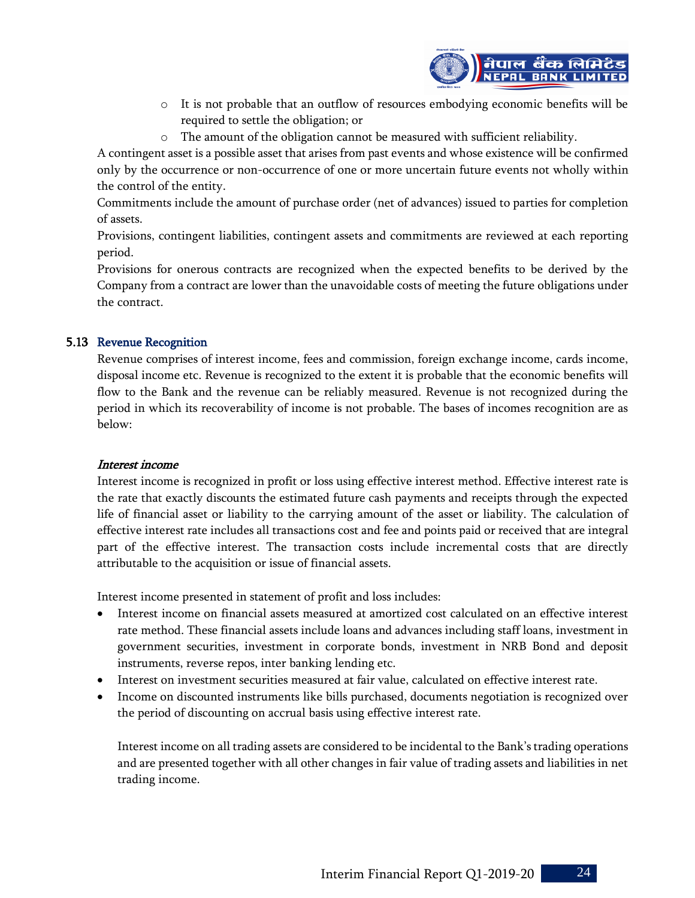- It is not probable that an outflow of resources embodying economic benefits will be required to settle the obligation; or
- The amount of the obligation cannot be measured with sufficient reliability.

A contingent asset is a possible asset that arises from past events and whose existence will be confirmed only by the occurrence or non-occurrence of one or more uncertain future events not wholly within the control of the entity.

Commitments include the amount of purchase order (net of advances) issued to parties for completion of assets.

Provisions, contingent liabilities, contingent assets and commitments are reviewed at each reporting period.

Provisions for onerous contracts are recognized when the expected benefits to be derived by the Company from a contract are lower than the unavoidable costs of meeting the future obligations under the contract.

## 5.13 Revenue Recognition

Revenue comprises of interest income, fees and commission, foreign exchange income, cards income, disposal income etc. Revenue is recognized to the extent it is probable that the economic benefits will flow to the Bank and the revenue can be reliably measured. Revenue is not recognized during the period in which its recoverability of income is not probable. The bases of incomes recognition are as below:

***Interest income***

Interest income is recognized in profit or loss using effective interest method. Effective interest rate is the rate that exactly discounts the estimated future cash payments and receipts through the expected life of financial asset or liability to the carrying amount of the asset or liability. The calculation of effective interest rate includes all transactions cost and fee and points paid or received that are integral part of the effective interest. The transaction costs include incremental costs that are directly attributable to the acquisition or issue of financial assets.

Interest income presented in statement of profit and loss includes:

- Interest income on financial assets measured at amortized cost calculated on an effective interest rate method. These financial assets include loans and advances including staff loans, investment in government securities, investment in corporate bonds, investment in NRB Bond and deposit instruments, reverse repos, inter banking lending etc.
- Interest on investment securities measured at fair value, calculated on effective interest rate.
- Income on discounted instruments like bills purchased, documents negotiation is recognized over the period of discounting on accrual basis using effective interest rate.

  Interest income on all trading assets are considered to be incidental to the Bank's trading operations and are presented together with all other changes in fair value of trading assets and liabilities in net trading income.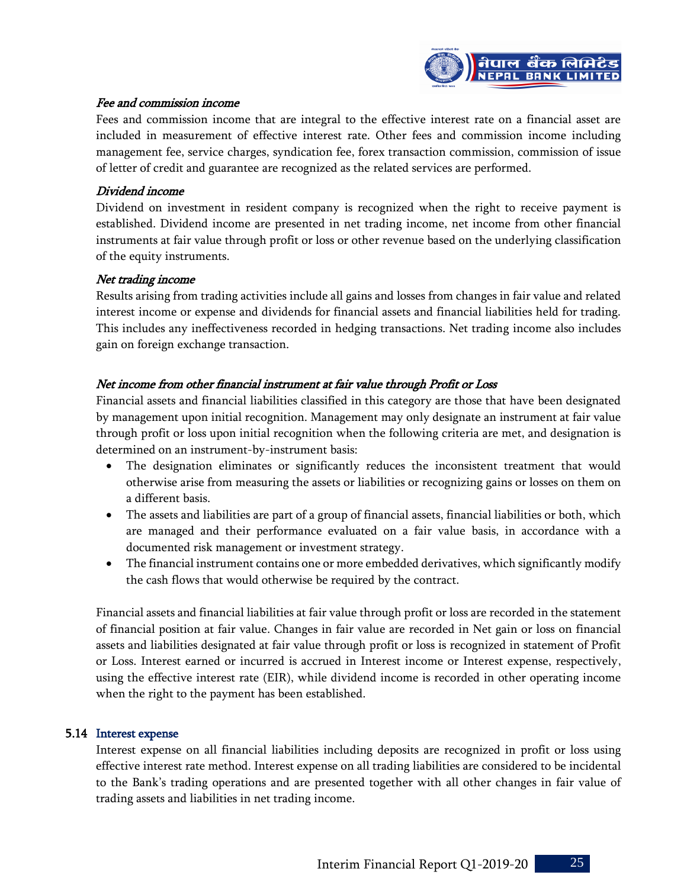*Fee and commission income*

Fees and commission income that are integral to the effective interest rate on a financial asset are included in measurement of effective interest rate. Other fees and commission income including management fee, service charges, syndication fee, forex transaction commission, commission of issue of letter of credit and guarantee are recognized as the related services are performed.

*Dividend income*

Dividend on investment in resident company is recognized when the right to receive payment is established. Dividend income are presented in net trading income, net income from other financial instruments at fair value through profit or loss or other revenue based on the underlying classification of the equity instruments.

*Net trading income*

Results arising from trading activities include all gains and losses from changes in fair value and related interest income or expense and dividends for financial assets and financial liabilities held for trading. This includes any ineffectiveness recorded in hedging transactions. Net trading income also includes gain on foreign exchange transaction.

*Net income from other financial instrument at fair value through Profit or Loss*

Financial assets and financial liabilities classified in this category are those that have been designated by management upon initial recognition. Management may only designate an instrument at fair value through profit or loss upon initial recognition when the following criteria are met, and designation is determined on an instrument-by-instrument basis:

- The designation eliminates or significantly reduces the inconsistent treatment that would otherwise arise from measuring the assets or liabilities or recognizing gains or losses on them on a different basis.
- The assets and liabilities are part of a group of financial assets, financial liabilities or both, which are managed and their performance evaluated on a fair value basis, in accordance with a documented risk management or investment strategy.
- The financial instrument contains one or more embedded derivatives, which significantly modify the cash flows that would otherwise be required by the contract.

Financial assets and financial liabilities at fair value through profit or loss are recorded in the statement of financial position at fair value. Changes in fair value are recorded in Net gain or loss on financial assets and liabilities designated at fair value through profit or loss is recognized in statement of Profit or Loss. Interest earned or incurred is accrued in Interest income or Interest expense, respectively, using the effective interest rate (EIR), while dividend income is recorded in other operating income when the right to the payment has been established.

### 5.14 Interest expense

Interest expense on all financial liabilities including deposits are recognized in profit or loss using effective interest rate method. Interest expense on all trading liabilities are considered to be incidental to the Bank's trading operations and are presented together with all other changes in fair value of trading assets and liabilities in net trading income.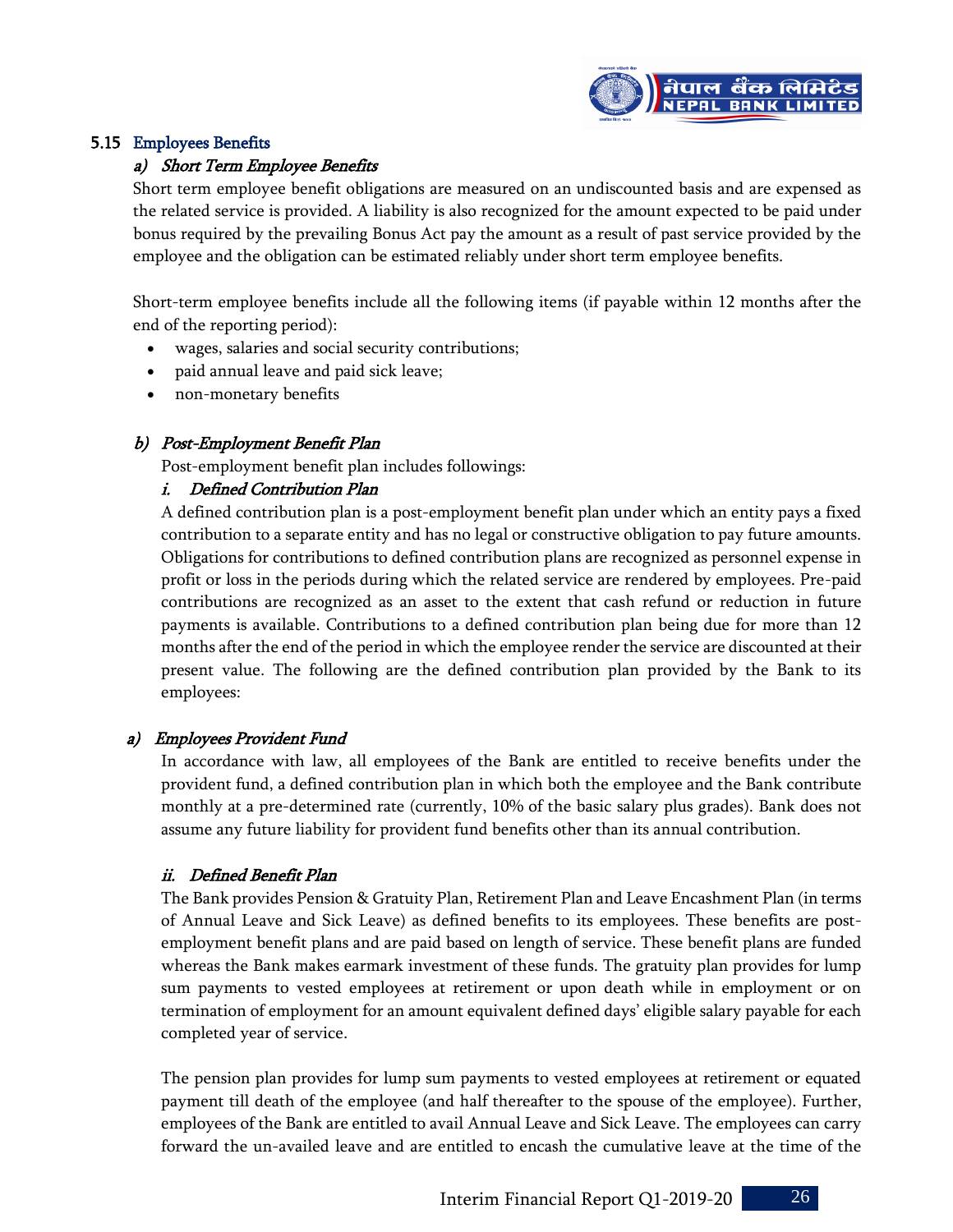### 5.15 Employees Benefits

#### *a) Short Term Employee Benefits*

Short term employee benefit obligations are measured on an undiscounted basis and are expensed as the related service is provided. A liability is also recognized for the amount expected to be paid under bonus required by the prevailing Bonus Act pay the amount as a result of past service provided by the employee and the obligation can be estimated reliably under short term employee benefits.

Short-term employee benefits include all the following items (if payable within 12 months after the end of the reporting period):

- wages, salaries and social security contributions;
- paid annual leave and paid sick leave;
- non-monetary benefits

#### *b) Post-Employment Benefit Plan*

Post-employment benefit plan includes followings:

##### *i. Defined Contribution Plan*

A defined contribution plan is a post-employment benefit plan under which an entity pays a fixed contribution to a separate entity and has no legal or constructive obligation to pay future amounts. Obligations for contributions to defined contribution plans are recognized as personnel expense in profit or loss in the periods during which the related service are rendered by employees. Pre-paid contributions are recognized as an asset to the extent that cash refund or reduction in future payments is available. Contributions to a defined contribution plan being due for more than 12 months after the end of the period in which the employee render the service are discounted at their present value. The following are the defined contribution plan provided by the Bank to its employees:

##### *a) Employees Provident Fund*

In accordance with law, all employees of the Bank are entitled to receive benefits under the provident fund, a defined contribution plan in which both the employee and the Bank contribute monthly at a pre-determined rate (currently, 10% of the basic salary plus grades). Bank does not assume any future liability for provident fund benefits other than its annual contribution.

##### *ii. Defined Benefit Plan*

The Bank provides Pension & Gratuity Plan, Retirement Plan and Leave Encashment Plan (in terms of Annual Leave and Sick Leave) as defined benefits to its employees. These benefits are post-employment benefit plans and are paid based on length of service. These benefit plans are funded whereas the Bank makes earmark investment of these funds. The gratuity plan provides for lump sum payments to vested employees at retirement or upon death while in employment or on termination of employment for an amount equivalent defined days' eligible salary payable for each completed year of service.

The pension plan provides for lump sum payments to vested employees at retirement or equated payment till death of the employee (and half thereafter to the spouse of the employee). Further, employees of the Bank are entitled to avail Annual Leave and Sick Leave. The employees can carry forward the un-availed leave and are entitled to encash the cumulative leave at the time of the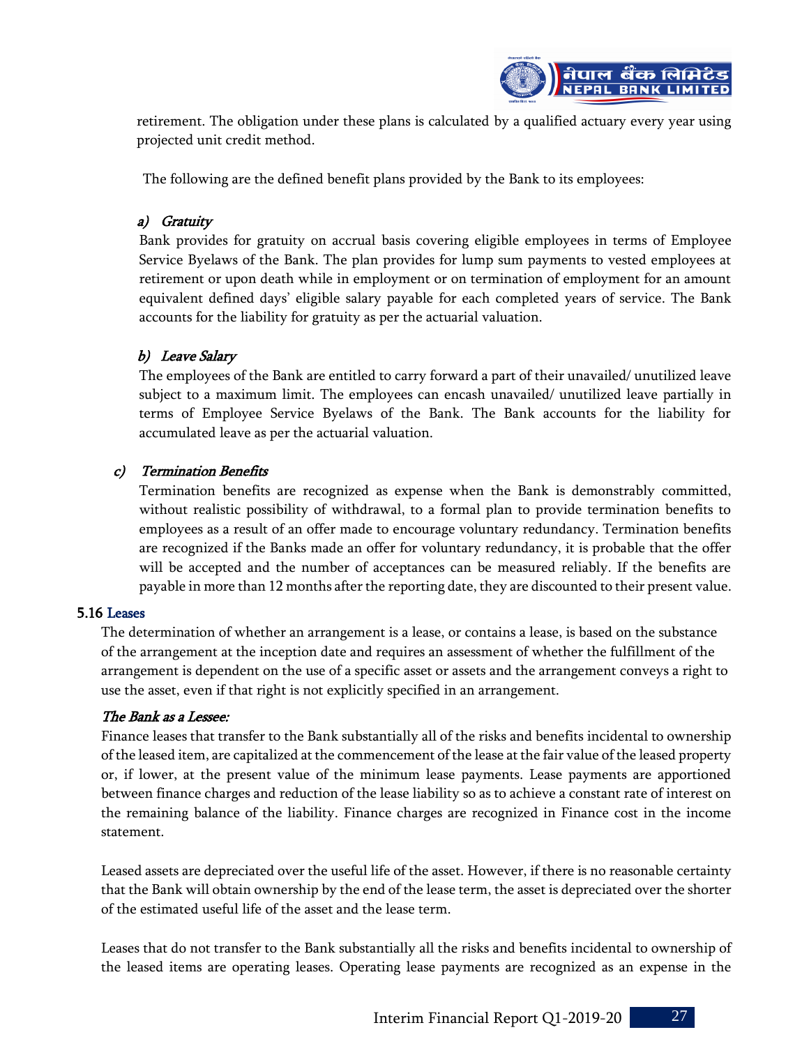retirement. The obligation under these plans is calculated by a qualified actuary every year using projected unit credit method.

The following are the defined benefit plans provided by the Bank to its employees:

*a) Gratuity*

Bank provides for gratuity on accrual basis covering eligible employees in terms of Employee Service Byelaws of the Bank. The plan provides for lump sum payments to vested employees at retirement or upon death while in employment or on termination of employment for an amount equivalent defined days' eligible salary payable for each completed years of service. The Bank accounts for the liability for gratuity as per the actuarial valuation.

*b) Leave Salary*

The employees of the Bank are entitled to carry forward a part of their unavailed/ unutilized leave subject to a maximum limit. The employees can encash unavailed/ unutilized leave partially in terms of Employee Service Byelaws of the Bank. The Bank accounts for the liability for accumulated leave as per the actuarial valuation.

*c) Termination Benefits*

Termination benefits are recognized as expense when the Bank is demonstrably committed, without realistic possibility of withdrawal, to a formal plan to provide termination benefits to employees as a result of an offer made to encourage voluntary redundancy. Termination benefits are recognized if the Banks made an offer for voluntary redundancy, it is probable that the offer will be accepted and the number of acceptances can be measured reliably. If the benefits are payable in more than 12 months after the reporting date, they are discounted to their present value.

### 5.16 Leases

The determination of whether an arrangement is a lease, or contains a lease, is based on the substance of the arrangement at the inception date and requires an assessment of whether the fulfillment of the arrangement is dependent on the use of a specific asset or assets and the arrangement conveys a right to use the asset, even if that right is not explicitly specified in an arrangement.

*The Bank as a Lessee:*

Finance leases that transfer to the Bank substantially all of the risks and benefits incidental to ownership of the leased item, are capitalized at the commencement of the lease at the fair value of the leased property or, if lower, at the present value of the minimum lease payments. Lease payments are apportioned between finance charges and reduction of the lease liability so as to achieve a constant rate of interest on the remaining balance of the liability. Finance charges are recognized in Finance cost in the income statement.

Leased assets are depreciated over the useful life of the asset. However, if there is no reasonable certainty that the Bank will obtain ownership by the end of the lease term, the asset is depreciated over the shorter of the estimated useful life of the asset and the lease term.

Leases that do not transfer to the Bank substantially all the risks and benefits incidental to ownership of the leased items are operating leases. Operating lease payments are recognized as an expense in the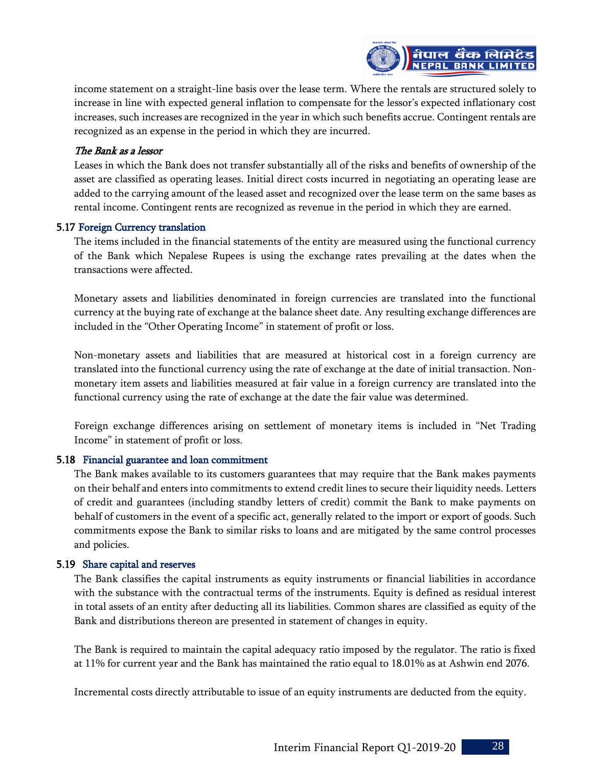income statement on a straight-line basis over the lease term. Where the rentals are structured solely to increase in line with expected general inflation to compensate for the lessor's expected inflationary cost increases, such increases are recognized in the year in which such benefits accrue. Contingent rentals are recognized as an expense in the period in which they are incurred.

*The Bank as a lessor*

Leases in which the Bank does not transfer substantially all of the risks and benefits of ownership of the asset are classified as operating leases. Initial direct costs incurred in negotiating an operating lease are added to the carrying amount of the leased asset and recognized over the lease term on the same bases as rental income. Contingent rents are recognized as revenue in the period in which they are earned.

### 5.17 Foreign Currency translation

The items included in the financial statements of the entity are measured using the functional currency of the Bank which Nepalese Rupees is using the exchange rates prevailing at the dates when the transactions were affected.

Monetary assets and liabilities denominated in foreign currencies are translated into the functional currency at the buying rate of exchange at the balance sheet date. Any resulting exchange differences are included in the "Other Operating Income" in statement of profit or loss.

Non-monetary assets and liabilities that are measured at historical cost in a foreign currency are translated into the functional currency using the rate of exchange at the date of initial transaction. Non-monetary item assets and liabilities measured at fair value in a foreign currency are translated into the functional currency using the rate of exchange at the date the fair value was determined.

Foreign exchange differences arising on settlement of monetary items is included in "Net Trading Income" in statement of profit or loss.

### 5.18 Financial guarantee and loan commitment

The Bank makes available to its customers guarantees that may require that the Bank makes payments on their behalf and enters into commitments to extend credit lines to secure their liquidity needs. Letters of credit and guarantees (including standby letters of credit) commit the Bank to make payments on behalf of customers in the event of a specific act, generally related to the import or export of goods. Such commitments expose the Bank to similar risks to loans and are mitigated by the same control processes and policies.

### 5.19 Share capital and reserves

The Bank classifies the capital instruments as equity instruments or financial liabilities in accordance with the substance with the contractual terms of the instruments. Equity is defined as residual interest in total assets of an entity after deducting all its liabilities. Common shares are classified as equity of the Bank and distributions thereon are presented in statement of changes in equity.

The Bank is required to maintain the capital adequacy ratio imposed by the regulator. The ratio is fixed at 11% for current year and the Bank has maintained the ratio equal to 18.01% as at Ashwin end 2076.

Incremental costs directly attributable to issue of an equity instruments are deducted from the equity.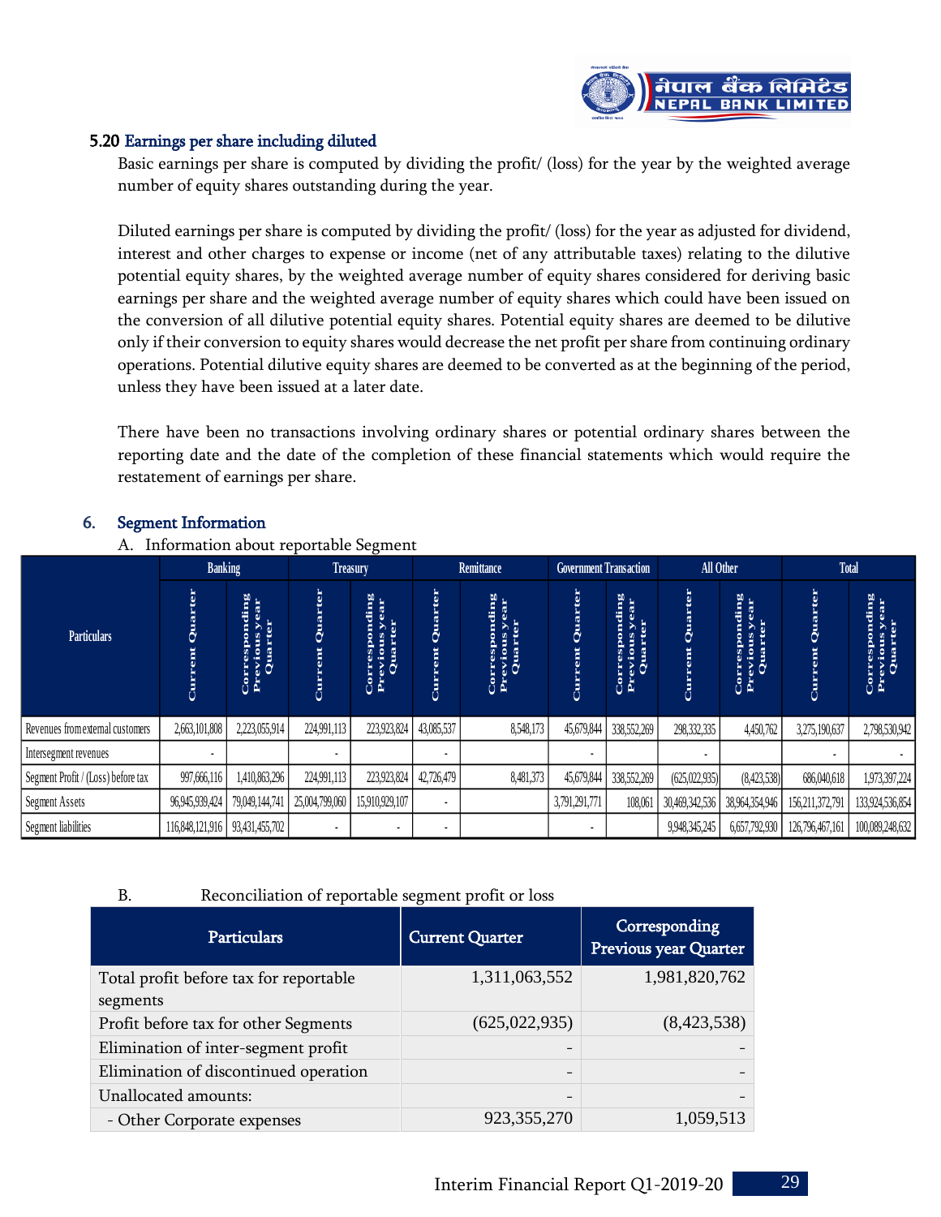### 5.20 Earnings per share including diluted

Basic earnings per share is computed by dividing the profit/ (loss) for the year by the weighted average number of equity shares outstanding during the year.

Diluted earnings per share is computed by dividing the profit/ (loss) for the year as adjusted for dividend, interest and other charges to expense or income (net of any attributable taxes) relating to the dilutive potential equity shares, by the weighted average number of equity shares considered for deriving basic earnings per share and the weighted average number of equity shares which could have been issued on the conversion of all dilutive potential equity shares. Potential equity shares are deemed to be dilutive only if their conversion to equity shares would decrease the net profit per share from continuing ordinary operations. Potential dilutive equity shares are deemed to be converted as at the beginning of the period, unless they have been issued at a later date.

There have been no transactions involving ordinary shares or potential ordinary shares between the reporting date and the date of the completion of these financial statements which would require the restatement of earnings per share.

## 6. Segment Information

A. Information about reportable Segment

| Particulars | Banking | | Treasury | | Remittance | | Government Transaction | | All Other | | Total | |
|---|---|---|---|---|---|---|---|---|---|---|---|---|
| | Current Quarter | Corresponding Previous year Quarter | Current Quarter | Corresponding Previous year Quarter | Current Quarter | Corresponding Previous year Quarter | Current Quarter | Corresponding Previous year Quarter | Current Quarter | Corresponding Previous year Quarter | Current Quarter | Corresponding Previous year Quarter |
| Revenues from external customers | 2,663,101,808 | 2,223,055,914 | 224,991,113 | 223,923,824 | 43,085,537 | 8,548,173 | 45,679,844 | 338,552,269 | 298,332,335 | 4,450,762 | 3,275,190,637 | 2,798,530,942 |
| Intersegment revenues | - | | - | | - | | - | | - | | - | - |
| Segment Profit / (Loss) before tax | 997,666,116 | 1,410,863,296 | 224,991,113 | 223,923,824 | 42,726,479 | 8,481,373 | 45,679,844 | 338,552,269 | (625,022,935) | (8,423,538) | 686,040,618 | 1,973,397,224 |
| Segment Assets | 96,945,939,424 | 79,049,144,741 | 25,004,799,060 | 15,910,929,107 | - | | 3,791,291,771 | 108,061 | 30,469,342,536 | 38,964,354,946 | 156,211,372,791 | 133,924,536,854 |
| Segment liabilities | 116,848,121,916 | 93,431,455,702 | - | - | - | | - | | 9,948,345,245 | 6,657,792,930 | 126,796,467,161 | 100,089,248,632 |

B. Reconciliation of reportable segment profit or loss

| Particulars | Current Quarter | Corresponding Previous year Quarter |
|---|---|---|
| Total profit before tax for reportable segments | 1,311,063,552 | 1,981,820,762 |
| Profit before tax for other Segments | (625,022,935) | (8,423,538) |
| Elimination of inter-segment profit | - | - |
| Elimination of discontinued operation | - | - |
| Unallocated amounts: | - | - |
| - Other Corporate expenses | 923,355,270 | 1,059,513 |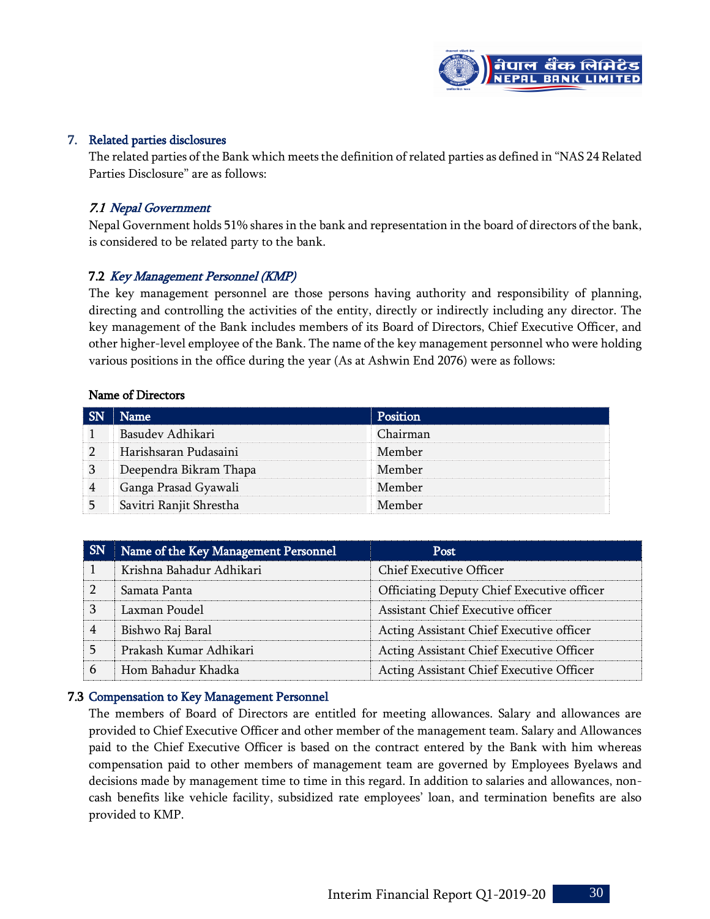## 7. Related parties disclosures

The related parties of the Bank which meets the definition of related parties as defined in "NAS 24 Related Parties Disclosure" are as follows:

### *7.1 Nepal Government*

Nepal Government holds 51% shares in the bank and representation in the board of directors of the bank, is considered to be related party to the bank.

### 7.2 *Key Management Personnel (KMP)*

The key management personnel are those persons having authority and responsibility of planning, directing and controlling the activities of the entity, directly or indirectly including any director. The key management of the Bank includes members of its Board of Directors, Chief Executive Officer, and other higher-level employee of the Bank. The name of the key management personnel who were holding various positions in the office during the year (As at Ashwin End 2076) were as follows:

**Name of Directors**

| SN | Name | Position |
|---|---|---|
| 1 | Basudev Adhikari | Chairman |
| 2 | Harishsaran Pudasaini | Member |
| 3 | Deependra Bikram Thapa | Member |
| 4 | Ganga Prasad Gyawali | Member |
| 5 | Savitri Ranjit Shrestha | Member |

| SN | Name of the Key Management Personnel | Post |
|---|---|---|
| 1 | Krishna Bahadur Adhikari | Chief Executive Officer |
| 2 | Samata Panta | Officiating Deputy Chief Executive officer |
| 3 | Laxman Poudel | Assistant Chief Executive officer |
| 4 | Bishwo Raj Baral | Acting Assistant Chief Executive officer |
| 5 | Prakash Kumar Adhikari | Acting Assistant Chief Executive Officer |
| 6 | Hom Bahadur Khadka | Acting Assistant Chief Executive Officer |

### 7.3 Compensation to Key Management Personnel

The members of Board of Directors are entitled for meeting allowances. Salary and allowances are provided to Chief Executive Officer and other member of the management team. Salary and Allowances paid to the Chief Executive Officer is based on the contract entered by the Bank with him whereas compensation paid to other members of management team are governed by Employees Byelaws and decisions made by management time to time in this regard. In addition to salaries and allowances, non-cash benefits like vehicle facility, subsidized rate employees' loan, and termination benefits are also provided to KMP.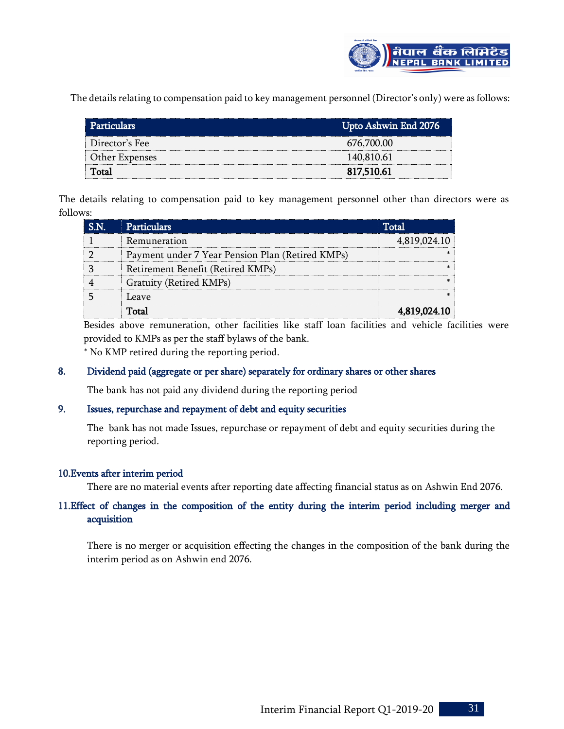The details relating to compensation paid to key management personnel (Director's only) were as follows:

| Particulars | Upto Ashwin End 2076 |
|---|---|
| Director's Fee | 676,700.00 |
| Other Expenses | 140,810.61 |
| **Total** | **817,510.61** |

The details relating to compensation paid to key management personnel other than directors were as follows:

| S.N. | Particulars | Total |
|---|---|---|
| 1 | Remuneration | 4,819,024.10 |
| 2 | Payment under 7 Year Pension Plan (Retired KMPs) | * |
| 3 | Retirement Benefit (Retired KMPs) | * |
| 4 | Gratuity (Retired KMPs) | * |
| 5 | Leave | * |
| | **Total** | **4,819,024.10** |

Besides above remuneration, other facilities like staff loan facilities and vehicle facilities were provided to KMPs as per the staff bylaws of the bank.

* No KMP retired during the reporting period.

## 8. Dividend paid (aggregate or per share) separately for ordinary shares or other shares

The bank has not paid any dividend during the reporting period

## 9. Issues, repurchase and repayment of debt and equity securities

The bank has not made Issues, repurchase or repayment of debt and equity securities during the reporting period.

## 10. Events after interim period

There are no material events after reporting date affecting financial status as on Ashwin End 2076.

## 11. Effect of changes in the composition of the entity during the interim period including merger and acquisition

There is no merger or acquisition effecting the changes in the composition of the bank during the interim period as on Ashwin end 2076.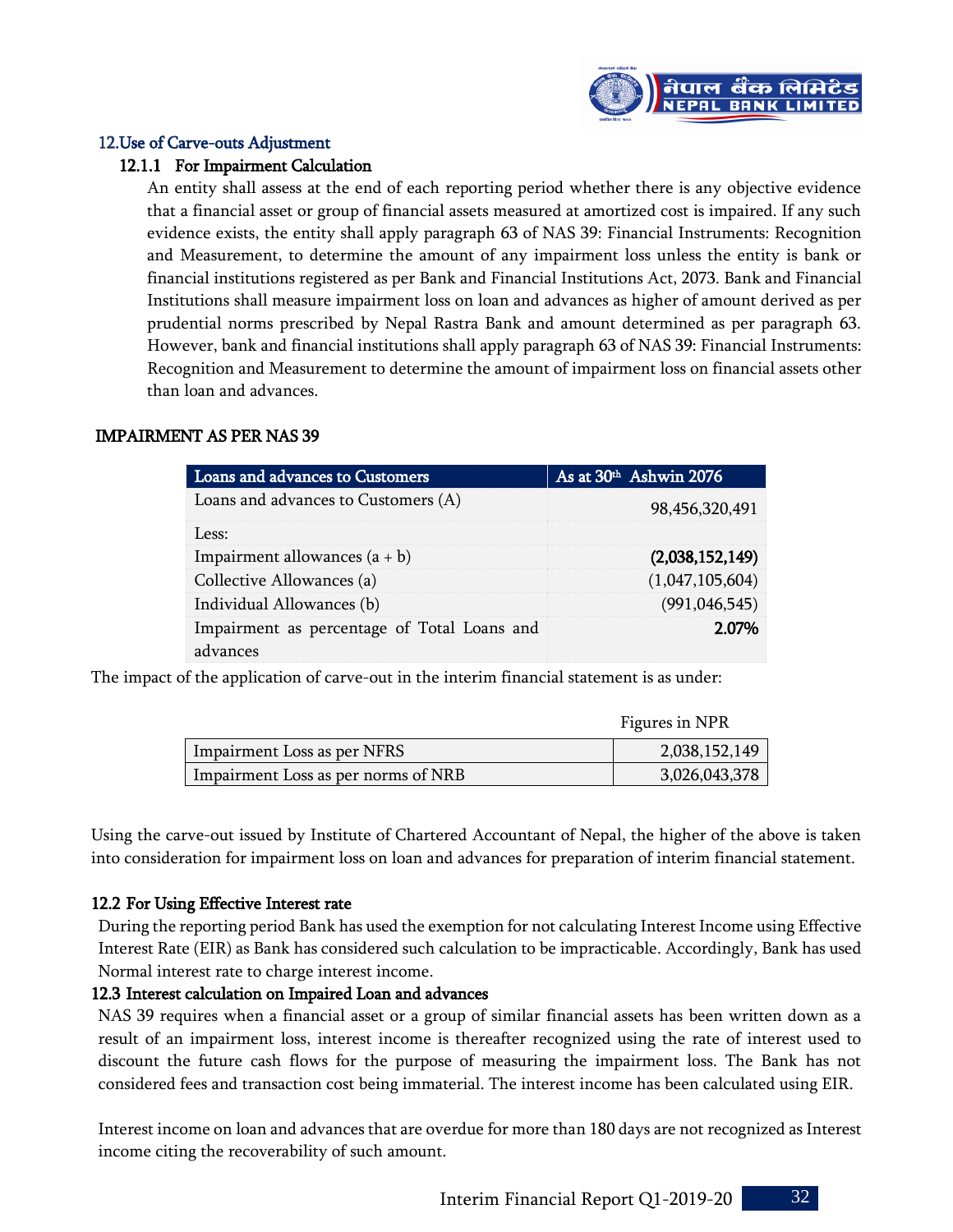## 12. Use of Carve-outs Adjustment

### 12.1.1 For Impairment Calculation

An entity shall assess at the end of each reporting period whether there is any objective evidence that a financial asset or group of financial assets measured at amortized cost is impaired. If any such evidence exists, the entity shall apply paragraph 63 of NAS 39: Financial Instruments: Recognition and Measurement, to determine the amount of any impairment loss unless the entity is bank or financial institutions registered as per Bank and Financial Institutions Act, 2073. Bank and Financial Institutions shall measure impairment loss on loan and advances as higher of amount derived as per prudential norms prescribed by Nepal Rastra Bank and amount determined as per paragraph 63. However, bank and financial institutions shall apply paragraph 63 of NAS 39: Financial Instruments: Recognition and Measurement to determine the amount of impairment loss on financial assets other than loan and advances.

**IMPAIRMENT AS PER NAS 39**

| Loans and advances to Customers | As at 30th Ashwin 2076 |
|---|---|
| Loans and advances to Customers (A) | 98,456,320,491 |
| Less: | |
| Impairment allowances (a + b) | **(2,038,152,149)** |
| Collective Allowances (a) | (1,047,105,604) |
| Individual Allowances (b) | (991,046,545) |
| Impairment as percentage of Total Loans and advances | **2.07%** |

The impact of the application of carve-out in the interim financial statement is as under:

Figures in NPR

| | |
|---|---|
| Impairment Loss as per NFRS | 2,038,152,149 |
| Impairment Loss as per norms of NRB | 3,026,043,378 |

Using the carve-out issued by Institute of Chartered Accountant of Nepal, the higher of the above is taken into consideration for impairment loss on loan and advances for preparation of interim financial statement.

### 12.2 For Using Effective Interest rate

During the reporting period Bank has used the exemption for not calculating Interest Income using Effective Interest Rate (EIR) as Bank has considered such calculation to be impracticable. Accordingly, Bank has used Normal interest rate to charge interest income.

### 12.3 Interest calculation on Impaired Loan and advances

NAS 39 requires when a financial asset or a group of similar financial assets has been written down as a result of an impairment loss, interest income is thereafter recognized using the rate of interest used to discount the future cash flows for the purpose of measuring the impairment loss. The Bank has not considered fees and transaction cost being immaterial. The interest income has been calculated using EIR.

Interest income on loan and advances that are overdue for more than 180 days are not recognized as Interest income citing the recoverability of such amount.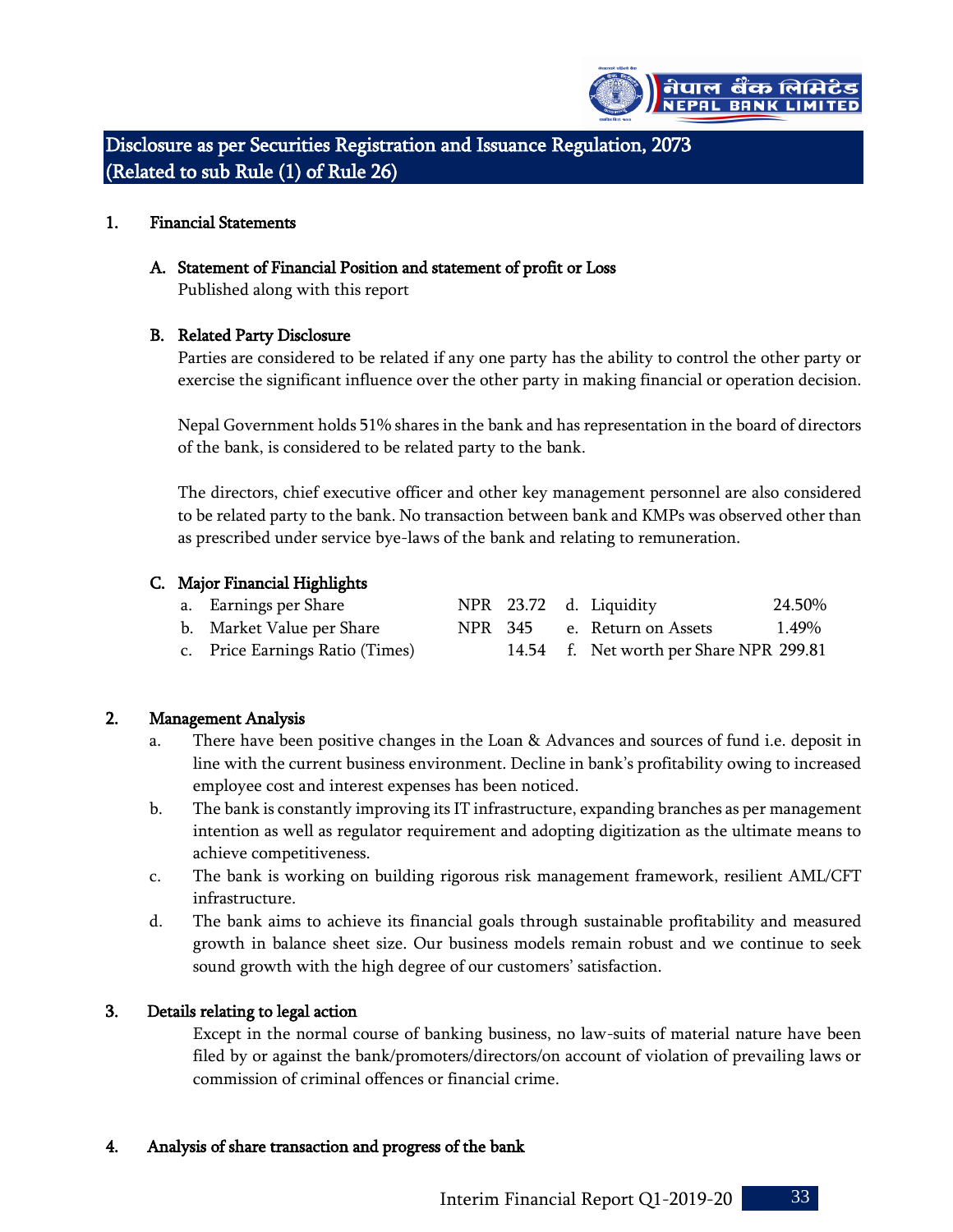# Disclosure as per Securities Registration and Issuance Regulation, 2073 (Related to sub Rule (1) of Rule 26)

## 1. Financial Statements

### A. Statement of Financial Position and statement of profit or Loss

Published along with this report

### B. Related Party Disclosure

Parties are considered to be related if any one party has the ability to control the other party or exercise the significant influence over the other party in making financial or operation decision.

Nepal Government holds 51% shares in the bank and has representation in the board of directors of the bank, is considered to be related party to the bank.

The directors, chief executive officer and other key management personnel are also considered to be related party to the bank. No transaction between bank and KMPs was observed other than as prescribed under service bye-laws of the bank and relating to remuneration.

### C. Major Financial Highlights

| | | | | |
|---|---|---|---|---|
| a. Earnings per Share | NPR 23.72 | | d. Liquidity | 24.50% |
| b. Market Value per Share | NPR 345 | | e. Return on Assets | 1.49% |
| c. Price Earnings Ratio (Times) | 14.54 | | f. Net worth per Share | NPR 299.81 |

## 2. Management Analysis

a. There have been positive changes in the Loan & Advances and sources of fund i.e. deposit in line with the current business environment. Decline in bank's profitability owing to increased employee cost and interest expenses has been noticed.

b. The bank is constantly improving its IT infrastructure, expanding branches as per management intention as well as regulator requirement and adopting digitization as the ultimate means to achieve competitiveness.

c. The bank is working on building rigorous risk management framework, resilient AML/CFT infrastructure.

d. The bank aims to achieve its financial goals through sustainable profitability and measured growth in balance sheet size. Our business models remain robust and we continue to seek sound growth with the high degree of our customers' satisfaction.

## 3. Details relating to legal action

Except in the normal course of banking business, no law-suits of material nature have been filed by or against the bank/promoters/directors/on account of violation of prevailing laws or commission of criminal offences or financial crime.

## 4. Analysis of share transaction and progress of the bank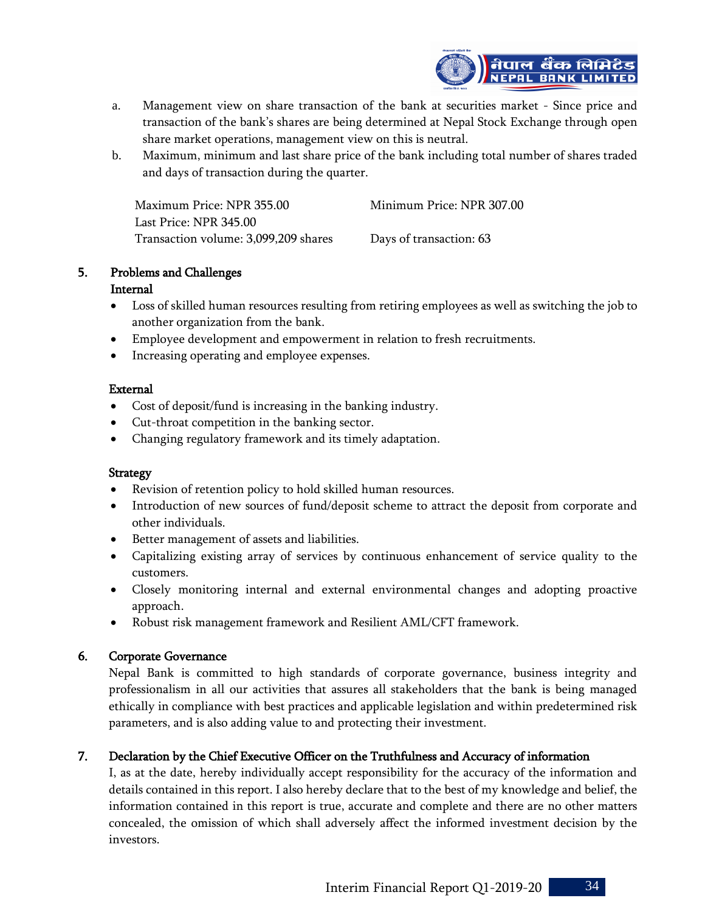a. Management view on share transaction of the bank at securities market - Since price and transaction of the bank's shares are being determined at Nepal Stock Exchange through open share market operations, management view on this is neutral.

b. Maximum, minimum and last share price of the bank including total number of shares traded and days of transaction during the quarter.

| | |
|---|---|
| Maximum Price: NPR 355.00 | Minimum Price: NPR 307.00 |
| Last Price: NPR 345.00 | |
| Transaction volume: 3,099,209 shares | Days of transaction: 63 |

## 5. Problems and Challenges

**Internal**

- Loss of skilled human resources resulting from retiring employees as well as switching the job to another organization from the bank.
- Employee development and empowerment in relation to fresh recruitments.
- Increasing operating and employee expenses.

**External**

- Cost of deposit/fund is increasing in the banking industry.
- Cut-throat competition in the banking sector.
- Changing regulatory framework and its timely adaptation.

**Strategy**

- Revision of retention policy to hold skilled human resources.
- Introduction of new sources of fund/deposit scheme to attract the deposit from corporate and other individuals.
- Better management of assets and liabilities.
- Capitalizing existing array of services by continuous enhancement of service quality to the customers.
- Closely monitoring internal and external environmental changes and adopting proactive approach.
- Robust risk management framework and Resilient AML/CFT framework.

## 6. Corporate Governance

Nepal Bank is committed to high standards of corporate governance, business integrity and professionalism in all our activities that assures all stakeholders that the bank is being managed ethically in compliance with best practices and applicable legislation and within predetermined risk parameters, and is also adding value to and protecting their investment.

## 7. Declaration by the Chief Executive Officer on the Truthfulness and Accuracy of information

I, as at the date, hereby individually accept responsibility for the accuracy of the information and details contained in this report. I also hereby declare that to the best of my knowledge and belief, the information contained in this report is true, accurate and complete and there are no other matters concealed, the omission of which shall adversely affect the informed investment decision by the investors.